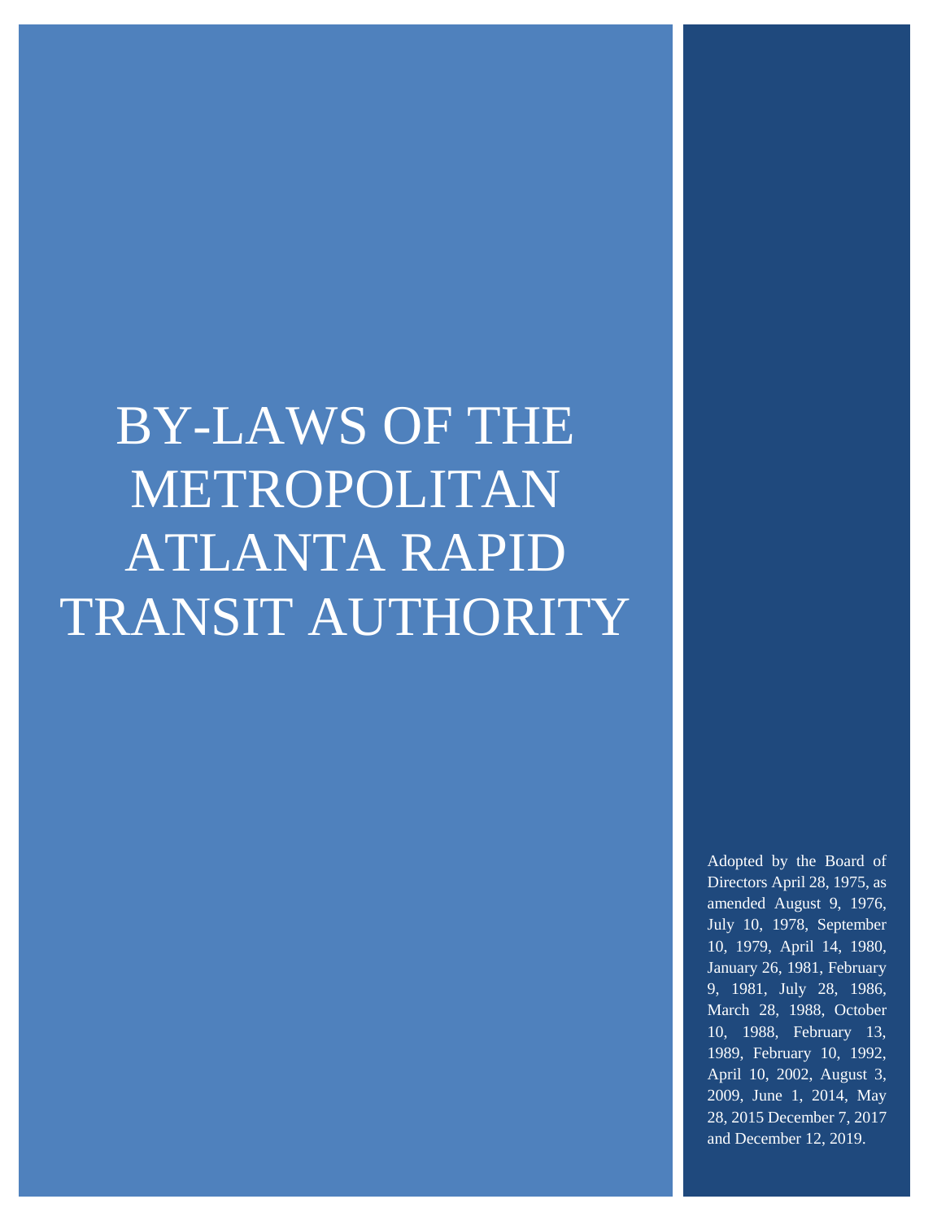# BY-LAWS OF THE METROPOLITAN ATLANTA RAPID TRANSIT AUTHORITY

Adopted by the Board of Directors April 28, 1975, as amended August 9, 1976, July 10, 1978, September 10, 1979, April 14, 1980, January 26, 1981, February 9, 1981, July 28, 1986, March 28, 1988, October 10, 1988, February 13, 1989, February 10, 1992, April 10, 2002, August 3, 2009, June 1, 2014, May 28, 2015 December 7, 2017 and December 12, 2019.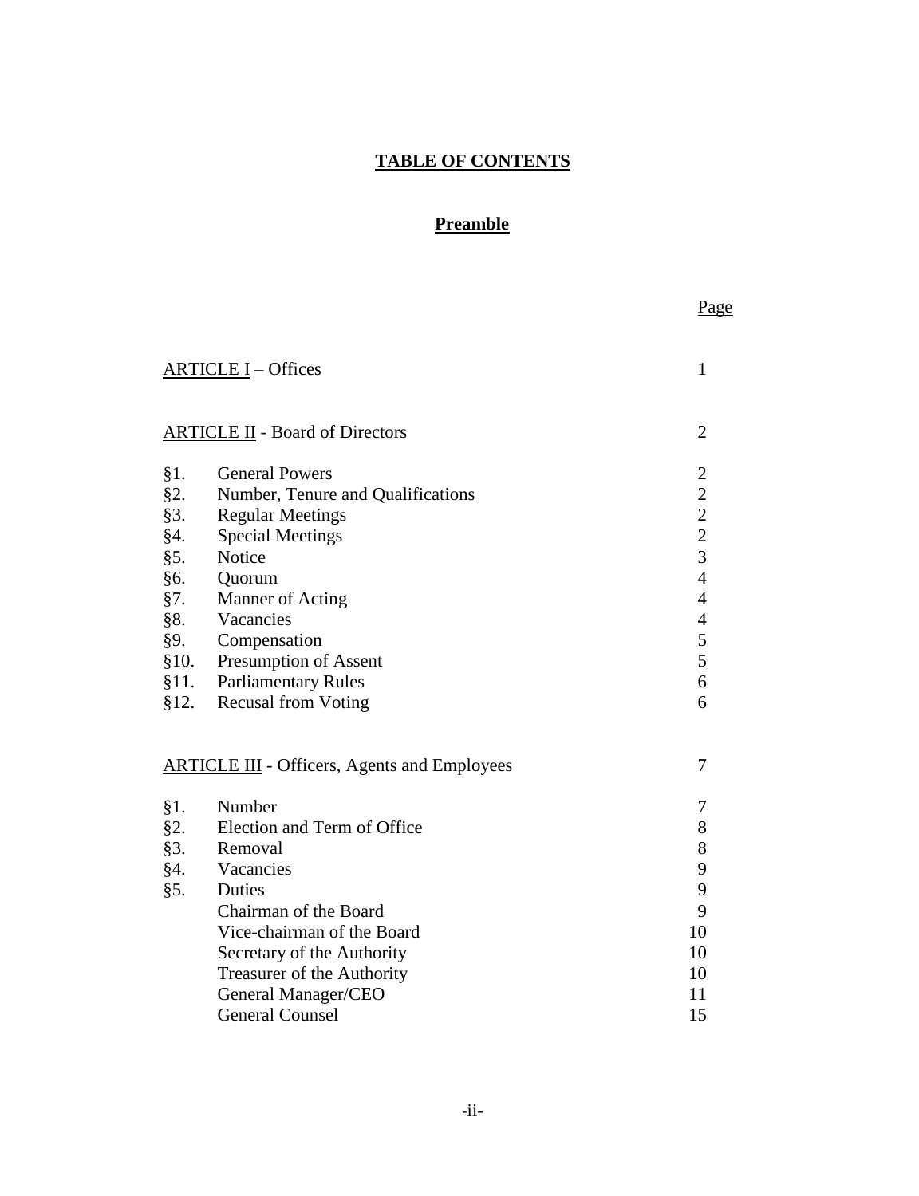# TABLE OF CONTENTS

## Preamble

| | | Page |
|---|---|---|
| ARTICLE I – Offices | | 1 |
| ARTICLE II - Board of Directors | | 2 |
| §1. | General Powers | 2 |
| §2. | Number, Tenure and Qualifications | 2 |
| §3. | Regular Meetings | 2 |
| §4. | Special Meetings | 2 |
| §5. | Notice | 3 |
| §6. | Quorum | 4 |
| §7. | Manner of Acting | 4 |
| §8. | Vacancies | 4 |
| §9. | Compensation | 5 |
| §10. | Presumption of Assent | 5 |
| §11. | Parliamentary Rules | 6 |
| §12. | Recusal from Voting | 6 |
| ARTICLE III - Officers, Agents and Employees | | 7 |
| §1. | Number | 7 |
| §2. | Election and Term of Office | 8 |
| §3. | Removal | 8 |
| §4. | Vacancies | 9 |
| §5. | Duties | 9 |
| | Chairman of the Board | 9 |
| | Vice-chairman of the Board | 10 |
| | Secretary of the Authority | 10 |
| | Treasurer of the Authority | 10 |
| | General Manager/CEO | 11 |
| | General Counsel | 15 |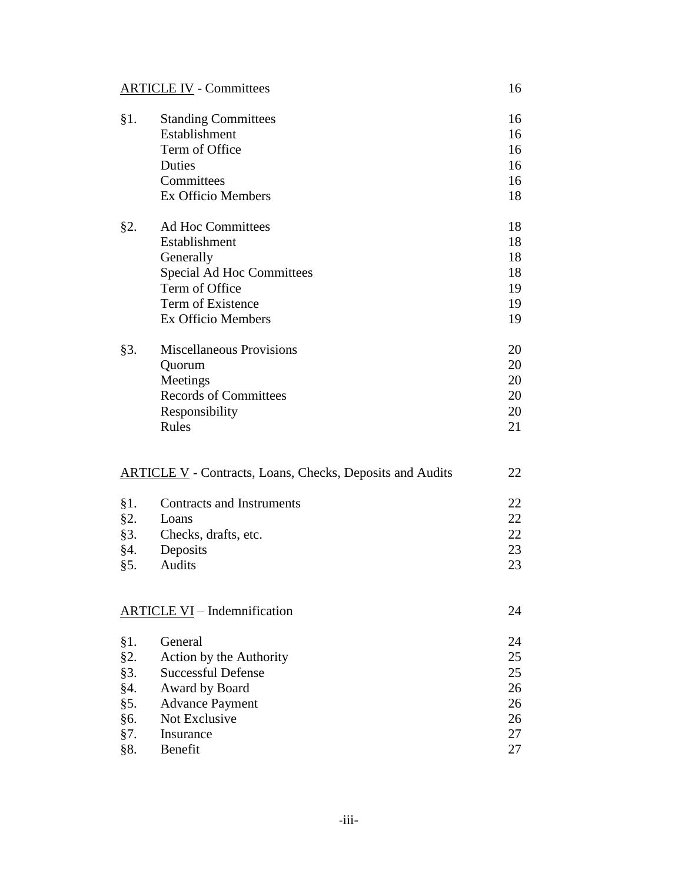| | | |
|---|---|---|
| <u>ARTICLE IV</u> - Committees | | 16 |
| §1. | Standing Committees | 16 |
| | Establishment | 16 |
| | Term of Office | 16 |
| | Duties | 16 |
| | Committees | 16 |
| | Ex Officio Members | 18 |
| §2. | Ad Hoc Committees | 18 |
| | Establishment | 18 |
| | Generally | 18 |
| | Special Ad Hoc Committees | 18 |
| | Term of Office | 19 |
| | Term of Existence | 19 |
| | Ex Officio Members | 19 |
| §3. | Miscellaneous Provisions | 20 |
| | Quorum | 20 |
| | Meetings | 20 |
| | Records of Committees | 20 |
| | Responsibility | 20 |
| | Rules | 21 |
| <u>ARTICLE V</u> - Contracts, Loans, Checks, Deposits and Audits | | 22 |
| §1. | Contracts and Instruments | 22 |
| §2. | Loans | 22 |
| §3. | Checks, drafts, etc. | 22 |
| §4. | Deposits | 23 |
| §5. | Audits | 23 |
| <u>ARTICLE VI</u> – Indemnification | | 24 |
| §1. | General | 24 |
| §2. | Action by the Authority | 25 |
| §3. | Successful Defense | 25 |
| §4. | Award by Board | 26 |
| §5. | Advance Payment | 26 |
| §6. | Not Exclusive | 26 |
| §7. | Insurance | 27 |
| §8. | Benefit | 27 |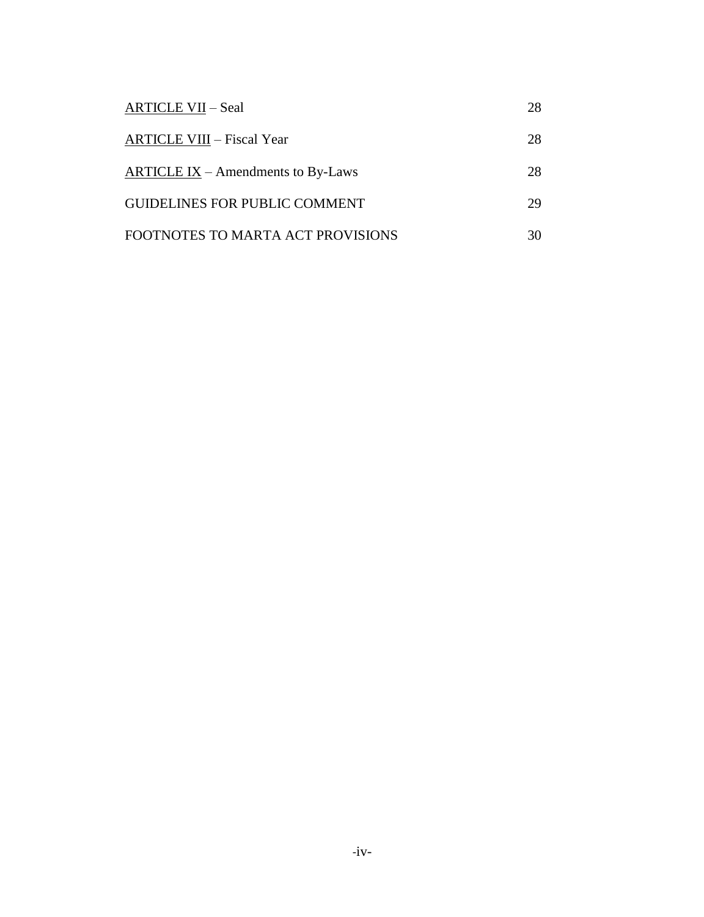| | |
|---|---|
| ARTICLE VII – Seal | 28 |
| ARTICLE VIII – Fiscal Year | 28 |
| ARTICLE IX – Amendments to By-Laws | 28 |
| GUIDELINES FOR PUBLIC COMMENT | 29 |
| FOOTNOTES TO MARTA ACT PROVISIONS | 30 |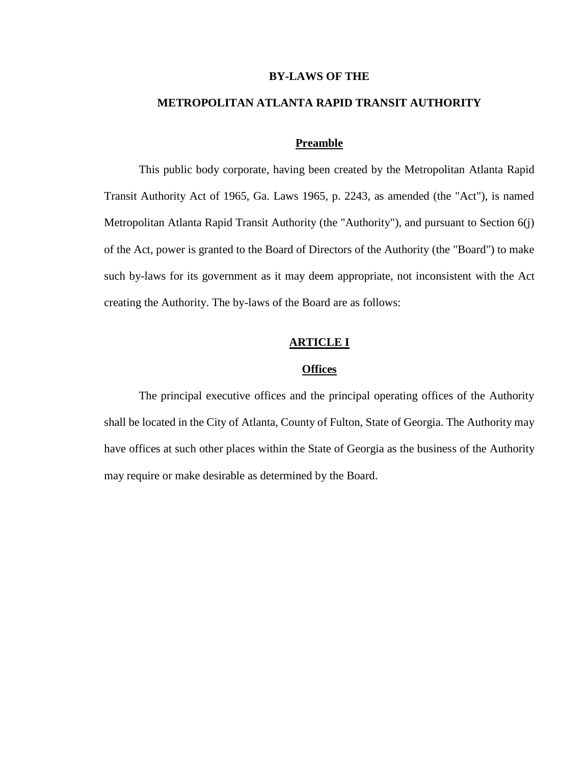# BY-LAWS OF THE

# METROPOLITAN ATLANTA RAPID TRANSIT AUTHORITY

## Preamble

This public body corporate, having been created by the Metropolitan Atlanta Rapid Transit Authority Act of 1965, Ga. Laws 1965, p. 2243, as amended (the "Act"), is named Metropolitan Atlanta Rapid Transit Authority (the "Authority"), and pursuant to Section 6(j) of the Act, power is granted to the Board of Directors of the Authority (the "Board") to make such by-laws for its government as it may deem appropriate, not inconsistent with the Act creating the Authority. The by-laws of the Board are as follows:

## ARTICLE I

### Offices

The principal executive offices and the principal operating offices of the Authority shall be located in the City of Atlanta, County of Fulton, State of Georgia. The Authority may have offices at such other places within the State of Georgia as the business of the Authority may require or make desirable as determined by the Board.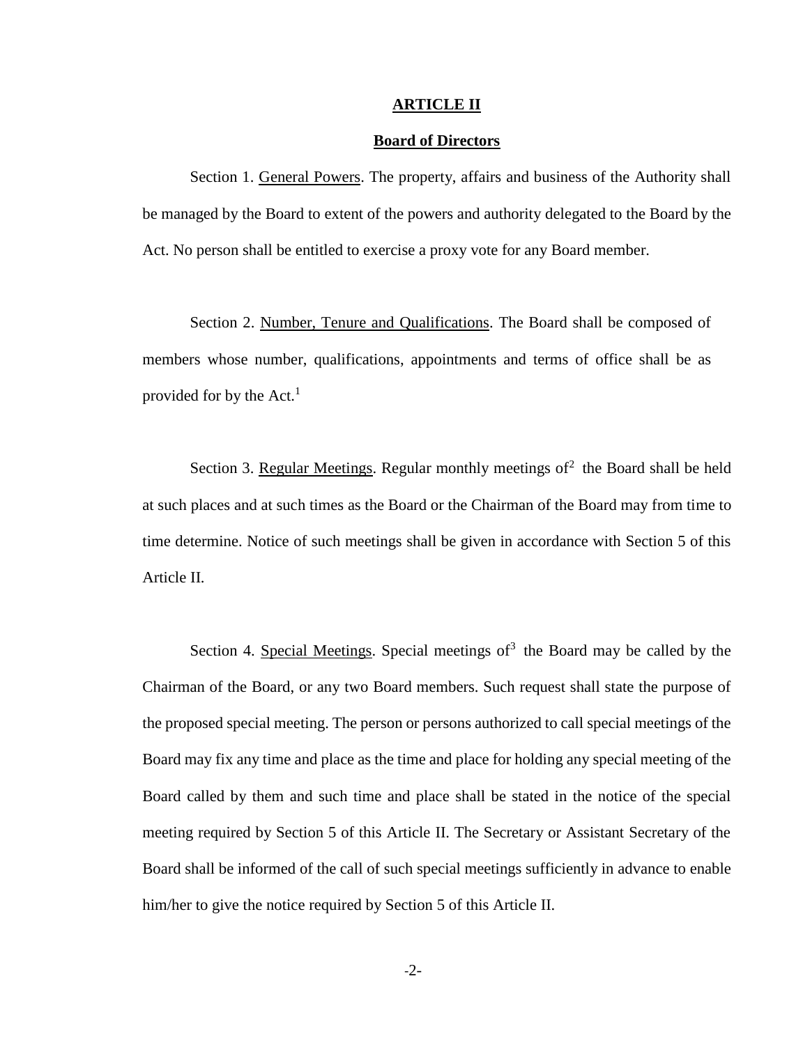## ARTICLE II

## Board of Directors

Section 1. General Powers. The property, affairs and business of the Authority shall be managed by the Board to extent of the powers and authority delegated to the Board by the Act. No person shall be entitled to exercise a proxy vote for any Board member.

Section 2. Number, Tenure and Qualifications. The Board shall be composed of members whose number, qualifications, appointments and terms of office shall be as provided for by the Act.[1]

Section 3. Regular Meetings. Regular monthly meetings of[2] the Board shall be held at such places and at such times as the Board or the Chairman of the Board may from time to time determine. Notice of such meetings shall be given in accordance with Section 5 of this Article II.

Section 4. Special Meetings. Special meetings of[3] the Board may be called by the Chairman of the Board, or any two Board members. Such request shall state the purpose of the proposed special meeting. The person or persons authorized to call special meetings of the Board may fix any time and place as the time and place for holding any special meeting of the Board called by them and such time and place shall be stated in the notice of the special meeting required by Section 5 of this Article II. The Secretary or Assistant Secretary of the Board shall be informed of the call of such special meetings sufficiently in advance to enable him/her to give the notice required by Section 5 of this Article II.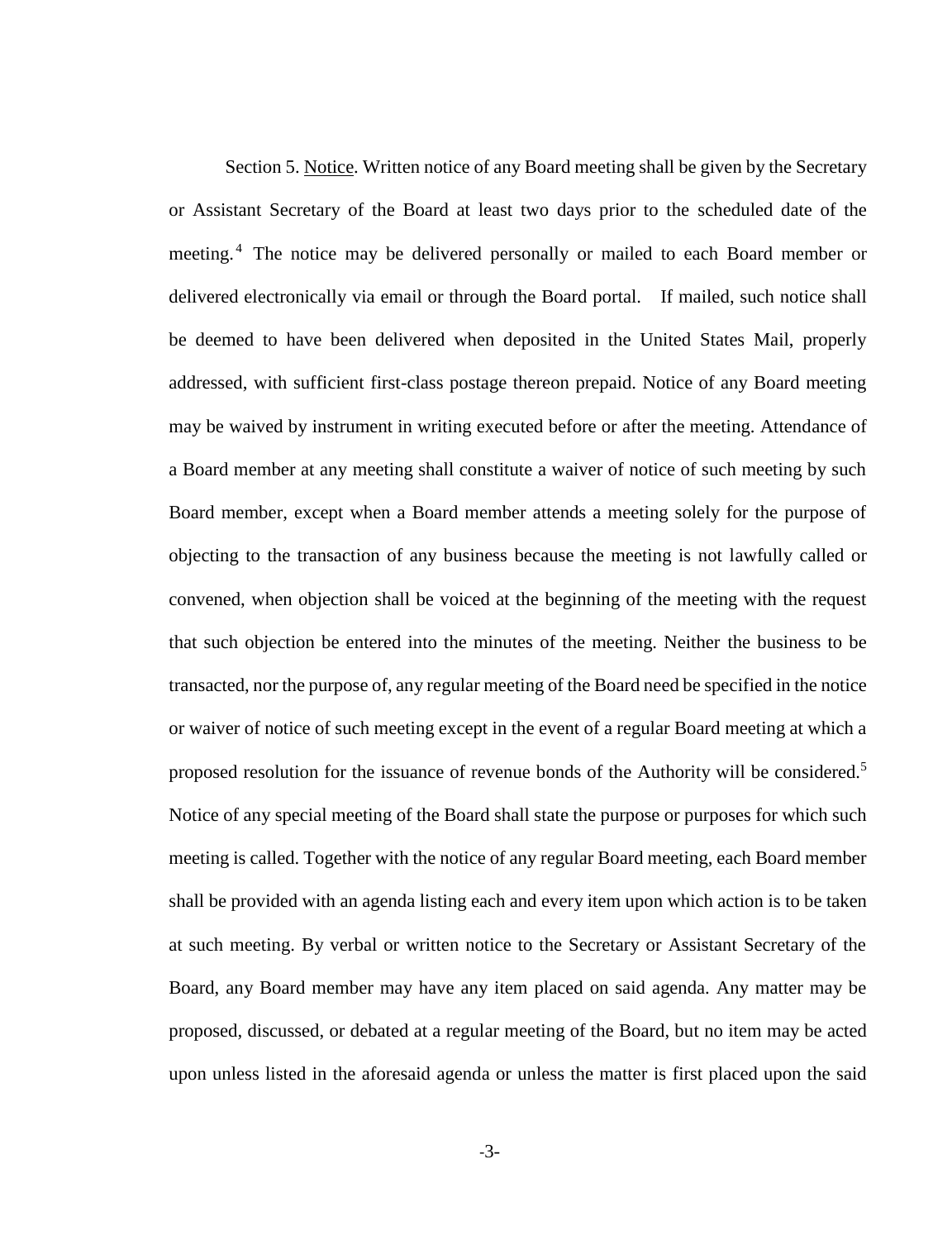Section 5. Notice. Written notice of any Board meeting shall be given by the Secretary or Assistant Secretary of the Board at least two days prior to the scheduled date of the meeting.[4] The notice may be delivered personally or mailed to each Board member or delivered electronically via email or through the Board portal. If mailed, such notice shall be deemed to have been delivered when deposited in the United States Mail, properly addressed, with sufficient first-class postage thereon prepaid. Notice of any Board meeting may be waived by instrument in writing executed before or after the meeting. Attendance of a Board member at any meeting shall constitute a waiver of notice of such meeting by such Board member, except when a Board member attends a meeting solely for the purpose of objecting to the transaction of any business because the meeting is not lawfully called or convened, when objection shall be voiced at the beginning of the meeting with the request that such objection be entered into the minutes of the meeting. Neither the business to be transacted, nor the purpose of, any regular meeting of the Board need be specified in the notice or waiver of notice of such meeting except in the event of a regular Board meeting at which a proposed resolution for the issuance of revenue bonds of the Authority will be considered.[5] Notice of any special meeting of the Board shall state the purpose or purposes for which such meeting is called. Together with the notice of any regular Board meeting, each Board member shall be provided with an agenda listing each and every item upon which action is to be taken at such meeting. By verbal or written notice to the Secretary or Assistant Secretary of the Board, any Board member may have any item placed on said agenda. Any matter may be proposed, discussed, or debated at a regular meeting of the Board, but no item may be acted upon unless listed in the aforesaid agenda or unless the matter is first placed upon the said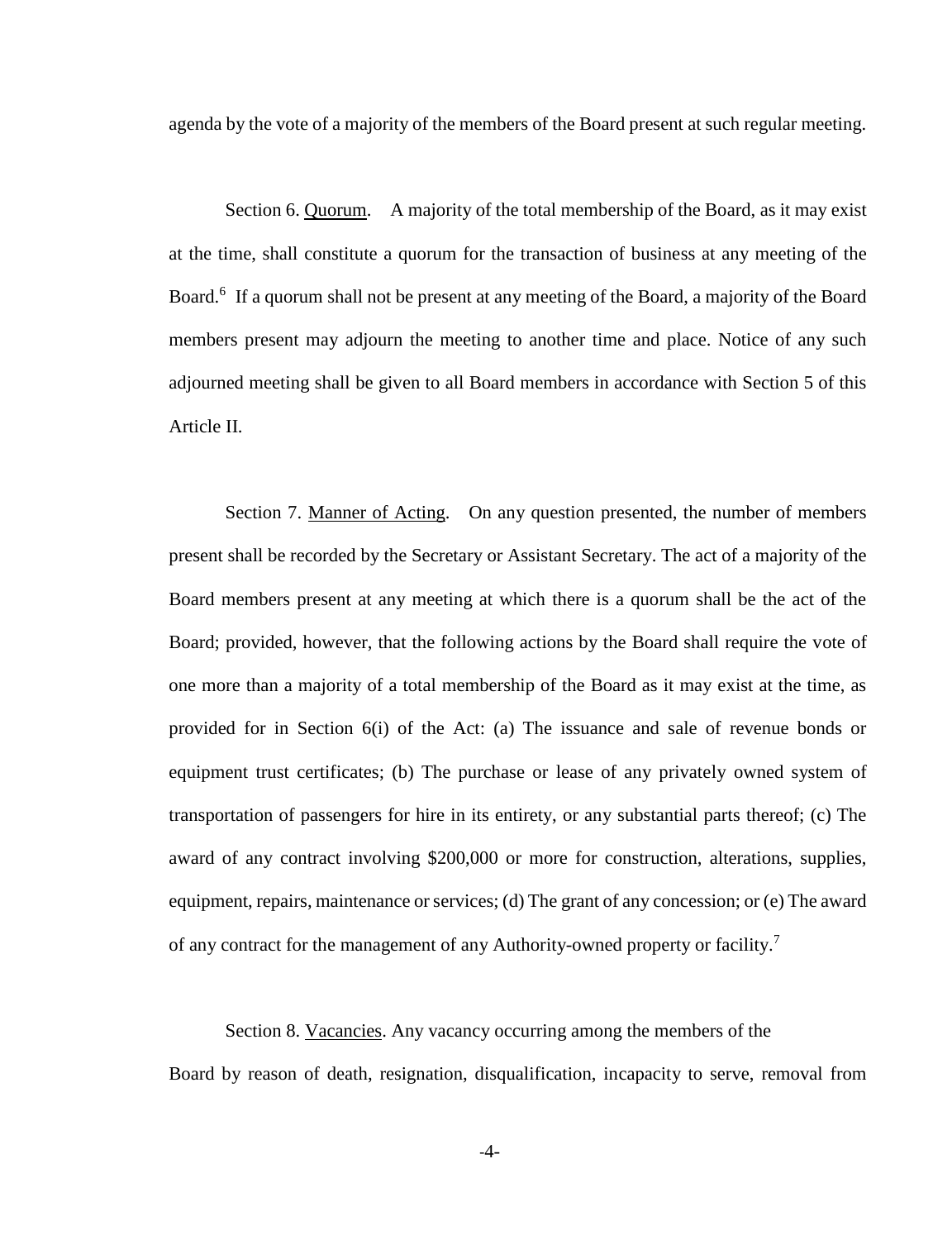agenda by the vote of a majority of the members of the Board present at such regular meeting.

Section 6. Quorum. A majority of the total membership of the Board, as it may exist at the time, shall constitute a quorum for the transaction of business at any meeting of the Board.[6] If a quorum shall not be present at any meeting of the Board, a majority of the Board members present may adjourn the meeting to another time and place. Notice of any such adjourned meeting shall be given to all Board members in accordance with Section 5 of this Article II.

Section 7. Manner of Acting. On any question presented, the number of members present shall be recorded by the Secretary or Assistant Secretary. The act of a majority of the Board members present at any meeting at which there is a quorum shall be the act of the Board; provided, however, that the following actions by the Board shall require the vote of one more than a majority of a total membership of the Board as it may exist at the time, as provided for in Section 6(i) of the Act: (a) The issuance and sale of revenue bonds or equipment trust certificates; (b) The purchase or lease of any privately owned system of transportation of passengers for hire in its entirety, or any substantial parts thereof; (c) The award of any contract involving $200,000 or more for construction, alterations, supplies, equipment, repairs, maintenance or services; (d) The grant of any concession; or (e) The award of any contract for the management of any Authority-owned property or facility.[7]

Section 8. Vacancies. Any vacancy occurring among the members of the Board by reason of death, resignation, disqualification, incapacity to serve, removal from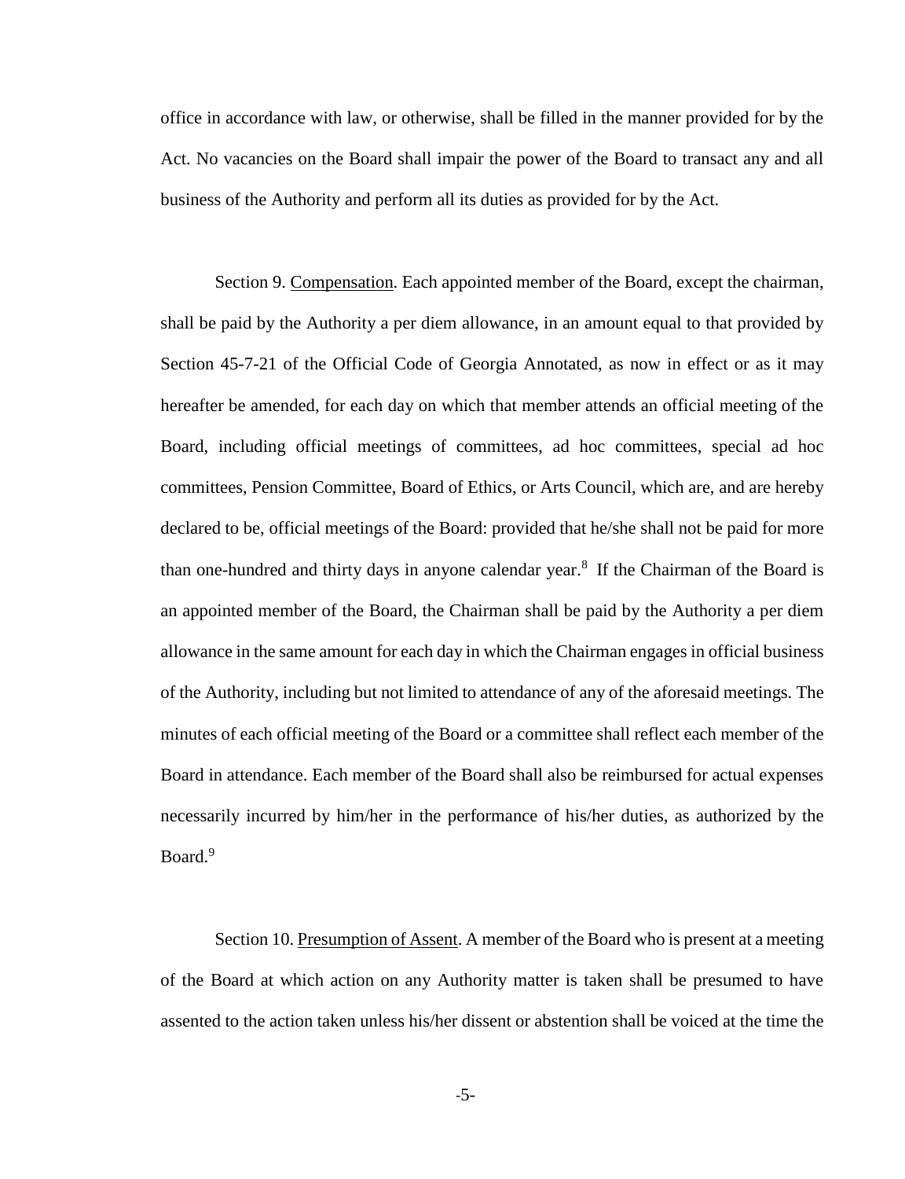office in accordance with law, or otherwise, shall be filled in the manner provided for by the Act. No vacancies on the Board shall impair the power of the Board to transact any and all business of the Authority and perform all its duties as provided for by the Act.

Section 9. Compensation. Each appointed member of the Board, except the chairman, shall be paid by the Authority a per diem allowance, in an amount equal to that provided by Section 45-7-21 of the Official Code of Georgia Annotated, as now in effect or as it may hereafter be amended, for each day on which that member attends an official meeting of the Board, including official meetings of committees, ad hoc committees, special ad hoc committees, Pension Committee, Board of Ethics, or Arts Council, which are, and are hereby declared to be, official meetings of the Board: provided that he/she shall not be paid for more than one-hundred and thirty days in anyone calendar year.[8] If the Chairman of the Board is an appointed member of the Board, the Chairman shall be paid by the Authority a per diem allowance in the same amount for each day in which the Chairman engages in official business of the Authority, including but not limited to attendance of any of the aforesaid meetings. The minutes of each official meeting of the Board or a committee shall reflect each member of the Board in attendance. Each member of the Board shall also be reimbursed for actual expenses necessarily incurred by him/her in the performance of his/her duties, as authorized by the Board.[9]

Section 10. Presumption of Assent. A member of the Board who is present at a meeting of the Board at which action on any Authority matter is taken shall be presumed to have assented to the action taken unless his/her dissent or abstention shall be voiced at the time the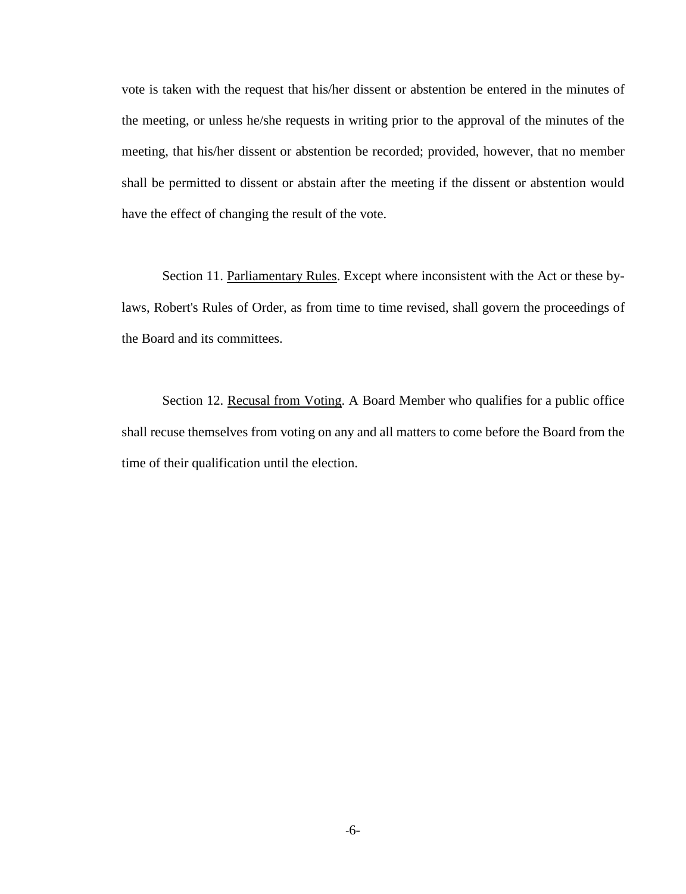vote is taken with the request that his/her dissent or abstention be entered in the minutes of the meeting, or unless he/she requests in writing prior to the approval of the minutes of the meeting, that his/her dissent or abstention be recorded; provided, however, that no member shall be permitted to dissent or abstain after the meeting if the dissent or abstention would have the effect of changing the result of the vote.

Section 11. <u>Parliamentary Rules</u>. Except where inconsistent with the Act or these by-laws, Robert's Rules of Order, as from time to time revised, shall govern the proceedings of the Board and its committees.

Section 12. <u>Recusal from Voting</u>. A Board Member who qualifies for a public office shall recuse themselves from voting on any and all matters to come before the Board from the time of their qualification until the election.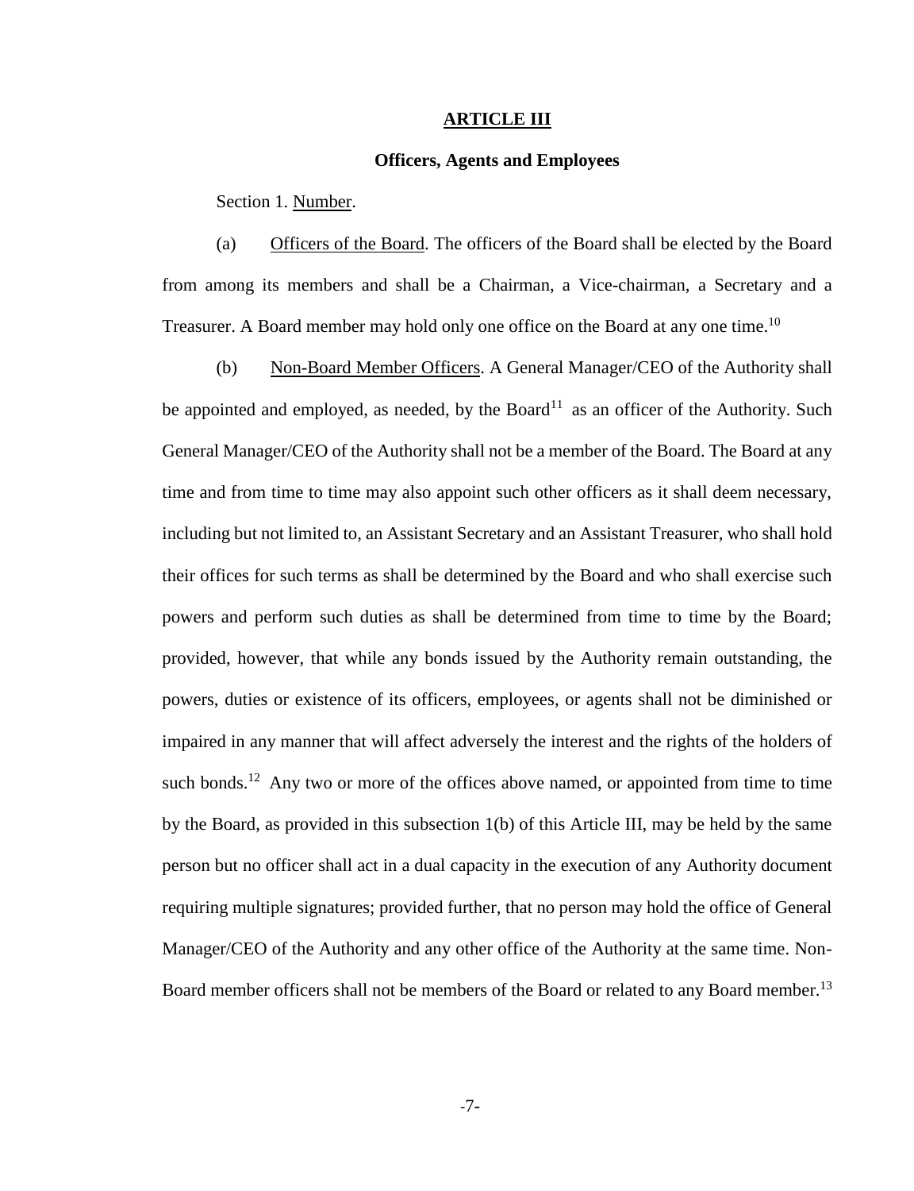## ARTICLE III

### Officers, Agents and Employees

Section 1. Number.

(a) Officers of the Board. The officers of the Board shall be elected by the Board from among its members and shall be a Chairman, a Vice-chairman, a Secretary and a Treasurer. A Board member may hold only one office on the Board at any one time.[10]

(b) Non-Board Member Officers. A General Manager/CEO of the Authority shall be appointed and employed, as needed, by the Board[11] as an officer of the Authority. Such General Manager/CEO of the Authority shall not be a member of the Board. The Board at any time and from time to time may also appoint such other officers as it shall deem necessary, including but not limited to, an Assistant Secretary and an Assistant Treasurer, who shall hold their offices for such terms as shall be determined by the Board and who shall exercise such powers and perform such duties as shall be determined from time to time by the Board; provided, however, that while any bonds issued by the Authority remain outstanding, the powers, duties or existence of its officers, employees, or agents shall not be diminished or impaired in any manner that will affect adversely the interest and the rights of the holders of such bonds.[12] Any two or more of the offices above named, or appointed from time to time by the Board, as provided in this subsection 1(b) of this Article III, may be held by the same person but no officer shall act in a dual capacity in the execution of any Authority document requiring multiple signatures; provided further, that no person may hold the office of General Manager/CEO of the Authority and any other office of the Authority at the same time. Non-Board member officers shall not be members of the Board or related to any Board member.[13]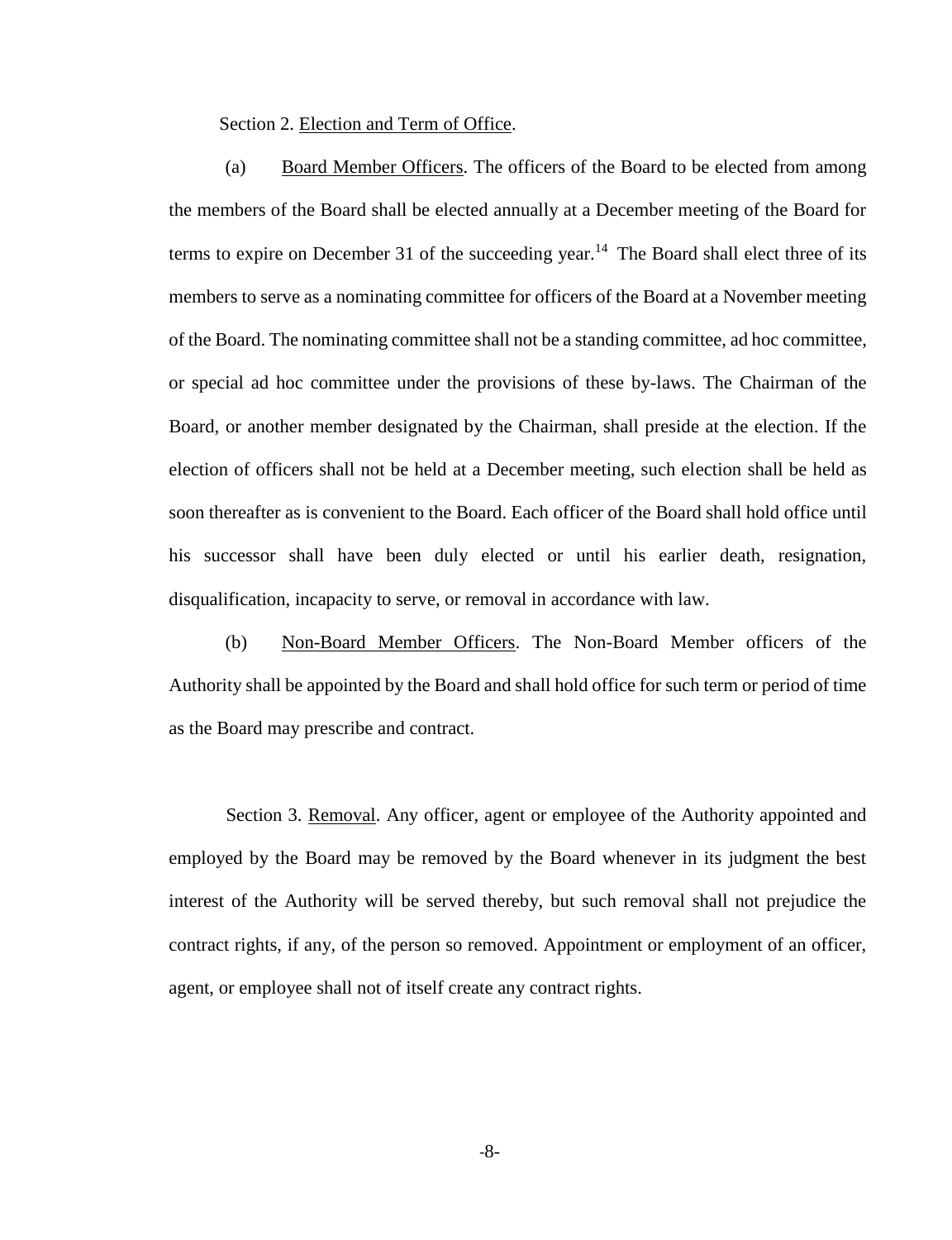Section 2. Election and Term of Office.

(a) Board Member Officers. The officers of the Board to be elected from among the members of the Board shall be elected annually at a December meeting of the Board for terms to expire on December 31 of the succeeding year.[14] The Board shall elect three of its members to serve as a nominating committee for officers of the Board at a November meeting of the Board. The nominating committee shall not be a standing committee, ad hoc committee, or special ad hoc committee under the provisions of these by-laws. The Chairman of the Board, or another member designated by the Chairman, shall preside at the election. If the election of officers shall not be held at a December meeting, such election shall be held as soon thereafter as is convenient to the Board. Each officer of the Board shall hold office until his successor shall have been duly elected or until his earlier death, resignation, disqualification, incapacity to serve, or removal in accordance with law.

(b) Non-Board Member Officers. The Non-Board Member officers of the Authority shall be appointed by the Board and shall hold office for such term or period of time as the Board may prescribe and contract.

Section 3. Removal. Any officer, agent or employee of the Authority appointed and employed by the Board may be removed by the Board whenever in its judgment the best interest of the Authority will be served thereby, but such removal shall not prejudice the contract rights, if any, of the person so removed. Appointment or employment of an officer, agent, or employee shall not of itself create any contract rights.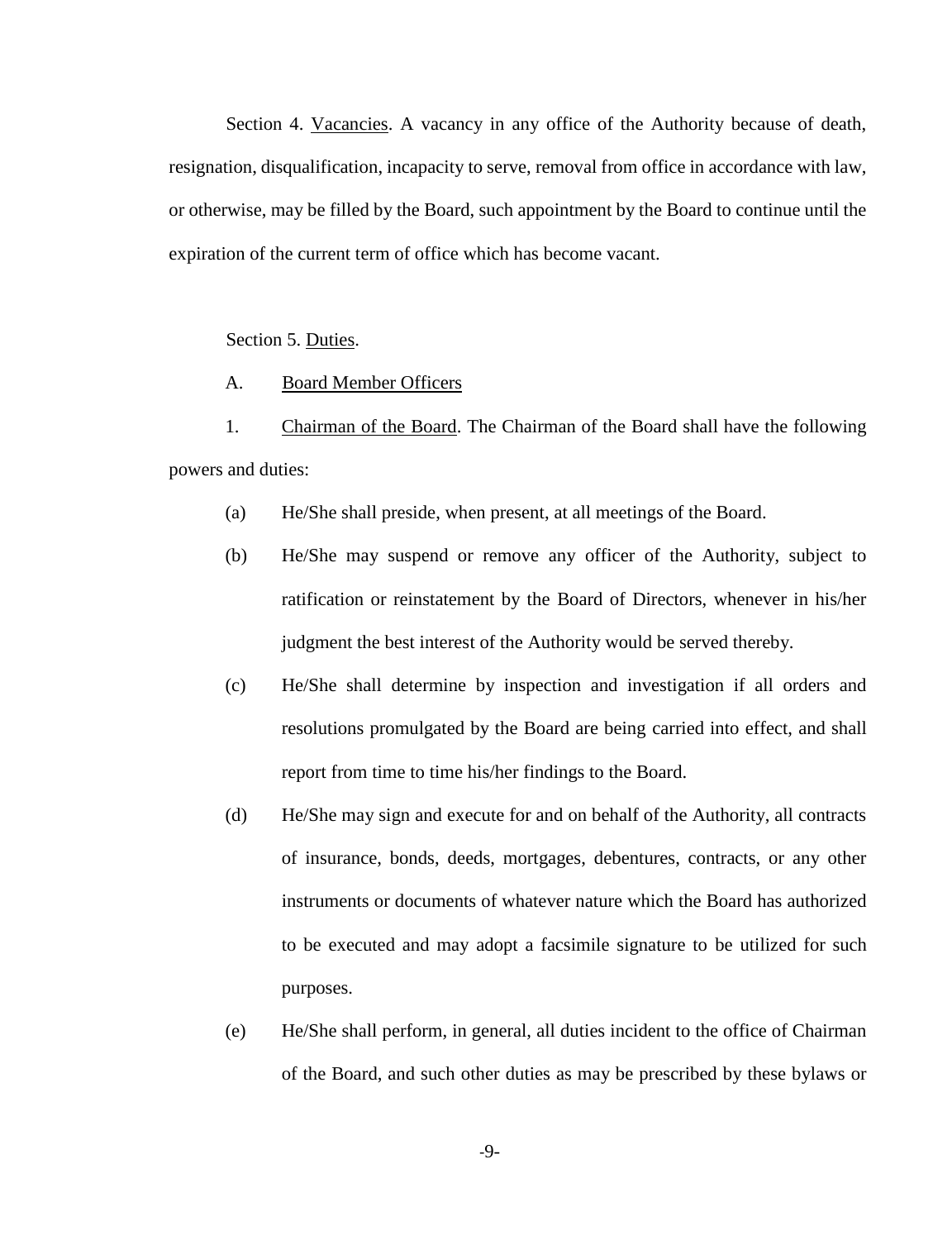Section 4. Vacancies. A vacancy in any office of the Authority because of death, resignation, disqualification, incapacity to serve, removal from office in accordance with law, or otherwise, may be filled by the Board, such appointment by the Board to continue until the expiration of the current term of office which has become vacant.

Section 5. Duties.

A. Board Member Officers

1. Chairman of the Board. The Chairman of the Board shall have the following powers and duties:

(a) He/She shall preside, when present, at all meetings of the Board.

(b) He/She may suspend or remove any officer of the Authority, subject to ratification or reinstatement by the Board of Directors, whenever in his/her judgment the best interest of the Authority would be served thereby.

(c) He/She shall determine by inspection and investigation if all orders and resolutions promulgated by the Board are being carried into effect, and shall report from time to time his/her findings to the Board.

(d) He/She may sign and execute for and on behalf of the Authority, all contracts of insurance, bonds, deeds, mortgages, debentures, contracts, or any other instruments or documents of whatever nature which the Board has authorized to be executed and may adopt a facsimile signature to be utilized for such purposes.

(e) He/She shall perform, in general, all duties incident to the office of Chairman of the Board, and such other duties as may be prescribed by these bylaws or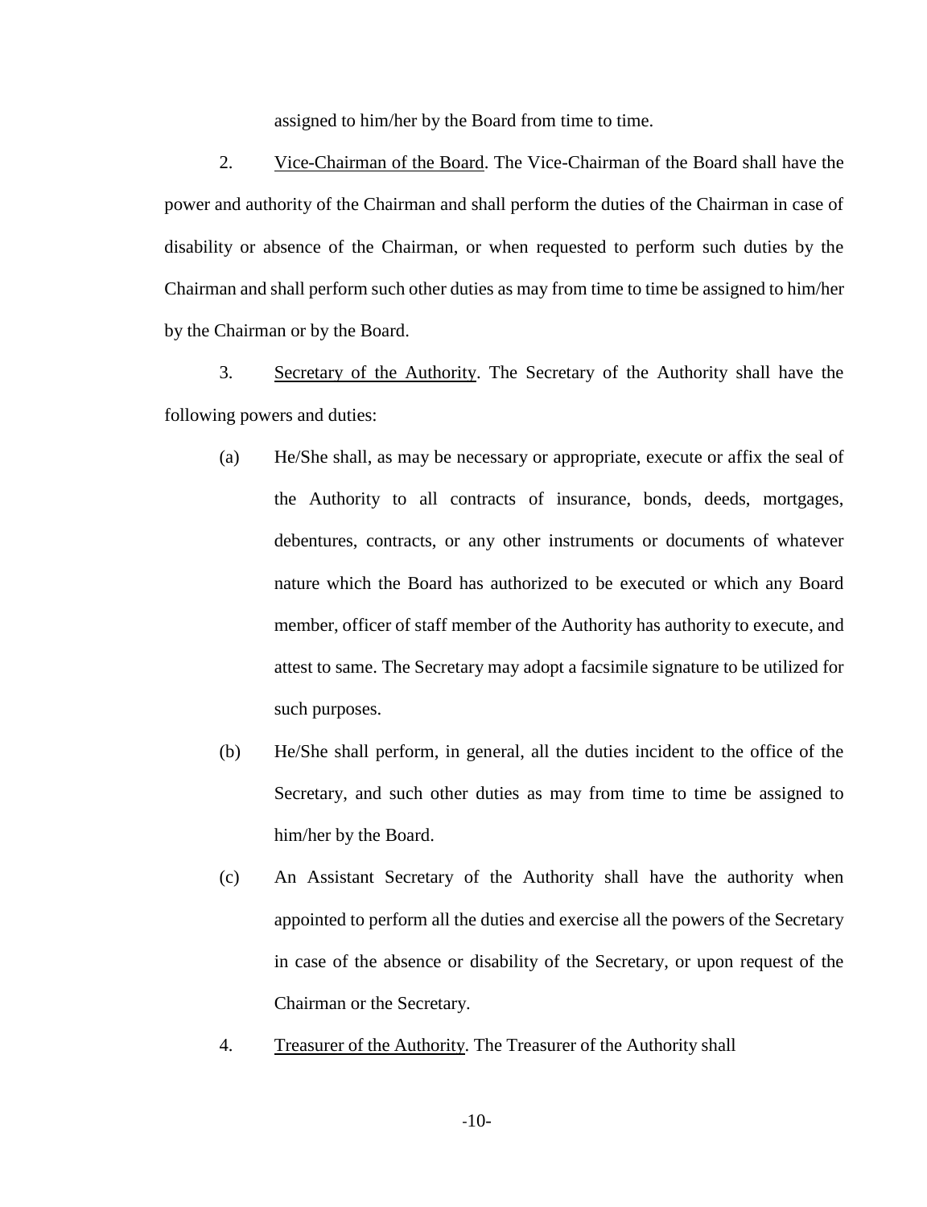assigned to him/her by the Board from time to time.

2. Vice-Chairman of the Board. The Vice-Chairman of the Board shall have the power and authority of the Chairman and shall perform the duties of the Chairman in case of disability or absence of the Chairman, or when requested to perform such duties by the Chairman and shall perform such other duties as may from time to time be assigned to him/her by the Chairman or by the Board.

3. Secretary of the Authority. The Secretary of the Authority shall have the following powers and duties:

(a) He/She shall, as may be necessary or appropriate, execute or affix the seal of the Authority to all contracts of insurance, bonds, deeds, mortgages, debentures, contracts, or any other instruments or documents of whatever nature which the Board has authorized to be executed or which any Board member, officer of staff member of the Authority has authority to execute, and attest to same. The Secretary may adopt a facsimile signature to be utilized for such purposes.

(b) He/She shall perform, in general, all the duties incident to the office of the Secretary, and such other duties as may from time to time be assigned to him/her by the Board.

(c) An Assistant Secretary of the Authority shall have the authority when appointed to perform all the duties and exercise all the powers of the Secretary in case of the absence or disability of the Secretary, or upon request of the Chairman or the Secretary.

4. Treasurer of the Authority. The Treasurer of the Authority shall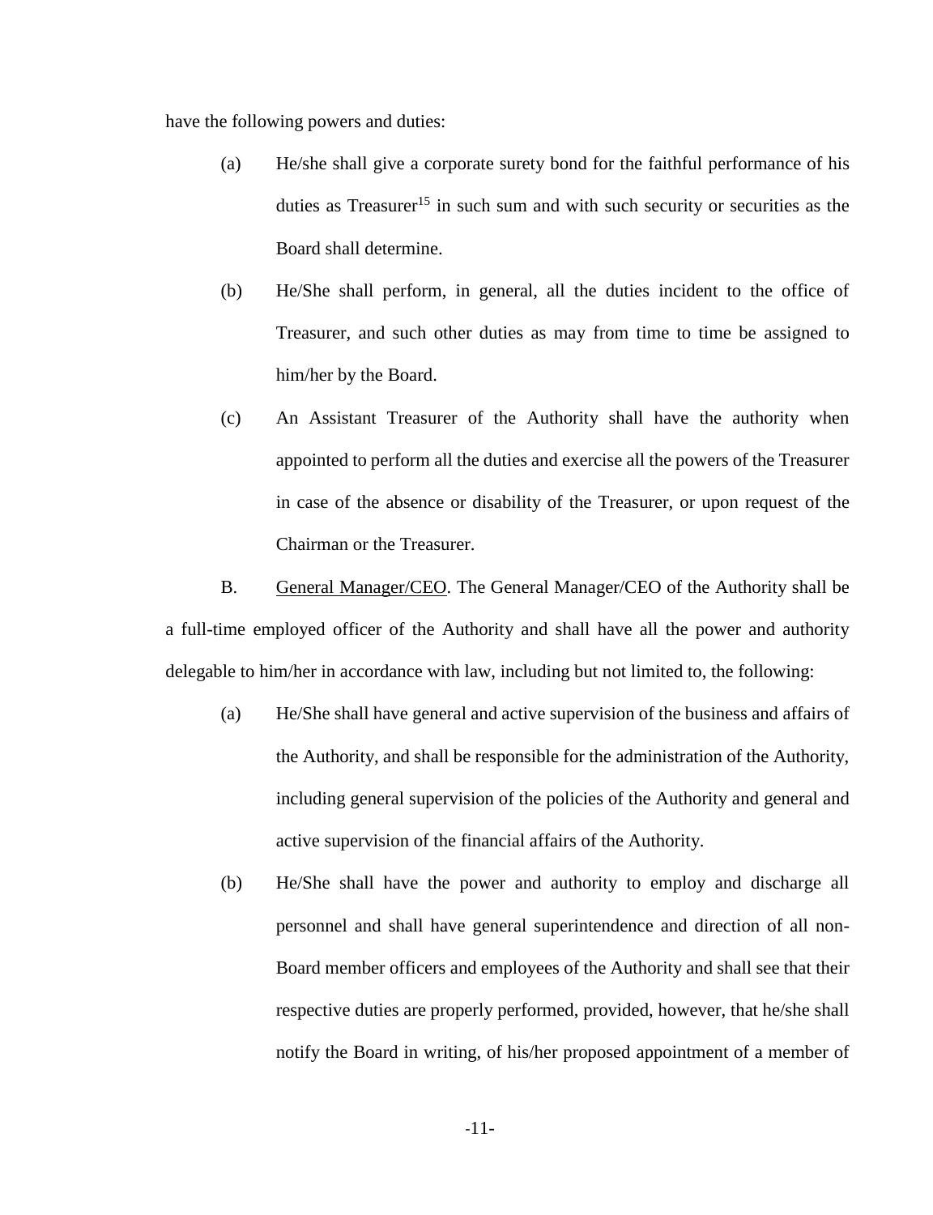have the following powers and duties:

(a) He/she shall give a corporate surety bond for the faithful performance of his duties as Treasurer[15] in such sum and with such security or securities as the Board shall determine.

(b) He/She shall perform, in general, all the duties incident to the office of Treasurer, and such other duties as may from time to time be assigned to him/her by the Board.

(c) An Assistant Treasurer of the Authority shall have the authority when appointed to perform all the duties and exercise all the powers of the Treasurer in case of the absence or disability of the Treasurer, or upon request of the Chairman or the Treasurer.

B. <u>General Manager/CEO</u>. The General Manager/CEO of the Authority shall be a full-time employed officer of the Authority and shall have all the power and authority delegable to him/her in accordance with law, including but not limited to, the following:

(a) He/She shall have general and active supervision of the business and affairs of the Authority, and shall be responsible for the administration of the Authority, including general supervision of the policies of the Authority and general and active supervision of the financial affairs of the Authority.

(b) He/She shall have the power and authority to employ and discharge all personnel and shall have general superintendence and direction of all non-Board member officers and employees of the Authority and shall see that their respective duties are properly performed, provided, however, that he/she shall notify the Board in writing, of his/her proposed appointment of a member of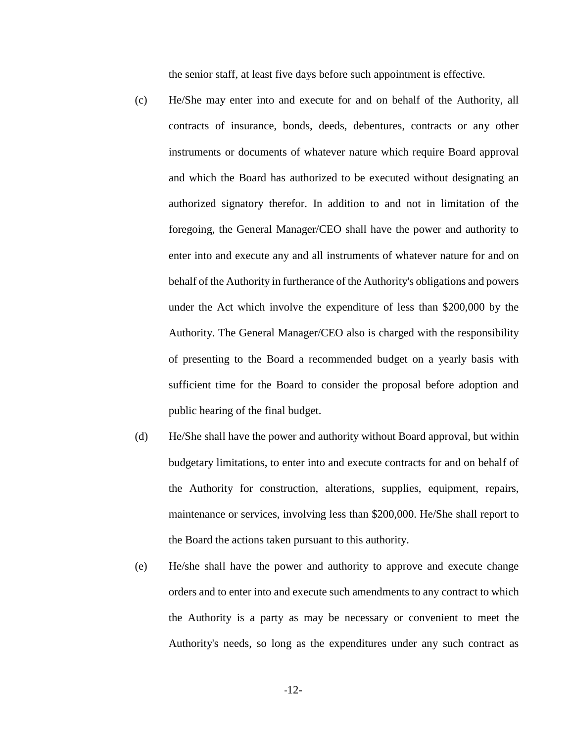the senior staff, at least five days before such appointment is effective.

(c) He/She may enter into and execute for and on behalf of the Authority, all contracts of insurance, bonds, deeds, debentures, contracts or any other instruments or documents of whatever nature which require Board approval and which the Board has authorized to be executed without designating an authorized signatory therefor. In addition to and not in limitation of the foregoing, the General Manager/CEO shall have the power and authority to enter into and execute any and all instruments of whatever nature for and on behalf of the Authority in furtherance of the Authority's obligations and powers under the Act which involve the expenditure of less than $200,000 by the Authority. The General Manager/CEO also is charged with the responsibility of presenting to the Board a recommended budget on a yearly basis with sufficient time for the Board to consider the proposal before adoption and public hearing of the final budget.

(d) He/She shall have the power and authority without Board approval, but within budgetary limitations, to enter into and execute contracts for and on behalf of the Authority for construction, alterations, supplies, equipment, repairs, maintenance or services, involving less than $200,000. He/She shall report to the Board the actions taken pursuant to this authority.

(e) He/she shall have the power and authority to approve and execute change orders and to enter into and execute such amendments to any contract to which the Authority is a party as may be necessary or convenient to meet the Authority's needs, so long as the expenditures under any such contract as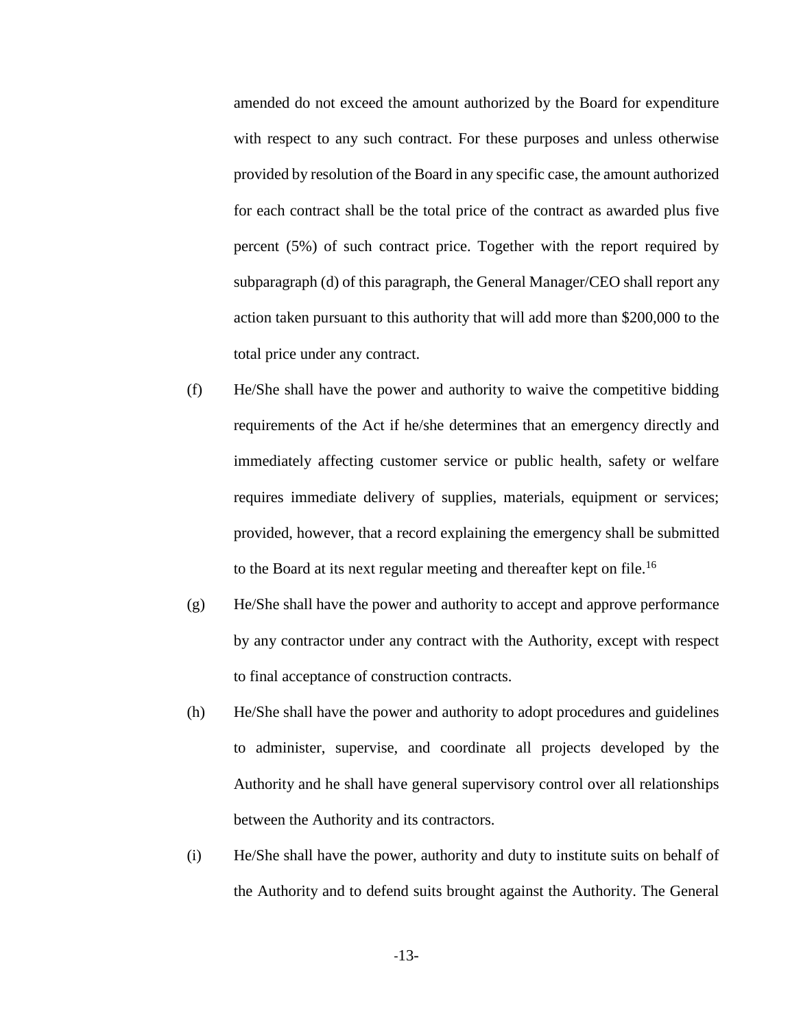amended do not exceed the amount authorized by the Board for expenditure with respect to any such contract. For these purposes and unless otherwise provided by resolution of the Board in any specific case, the amount authorized for each contract shall be the total price of the contract as awarded plus five percent (5%) of such contract price. Together with the report required by subparagraph (d) of this paragraph, the General Manager/CEO shall report any action taken pursuant to this authority that will add more than $200,000 to the total price under any contract.

(f) He/She shall have the power and authority to waive the competitive bidding requirements of the Act if he/she determines that an emergency directly and immediately affecting customer service or public health, safety or welfare requires immediate delivery of supplies, materials, equipment or services; provided, however, that a record explaining the emergency shall be submitted to the Board at its next regular meeting and thereafter kept on file.[16]

(g) He/She shall have the power and authority to accept and approve performance by any contractor under any contract with the Authority, except with respect to final acceptance of construction contracts.

(h) He/She shall have the power and authority to adopt procedures and guidelines to administer, supervise, and coordinate all projects developed by the Authority and he shall have general supervisory control over all relationships between the Authority and its contractors.

(i) He/She shall have the power, authority and duty to institute suits on behalf of the Authority and to defend suits brought against the Authority. The General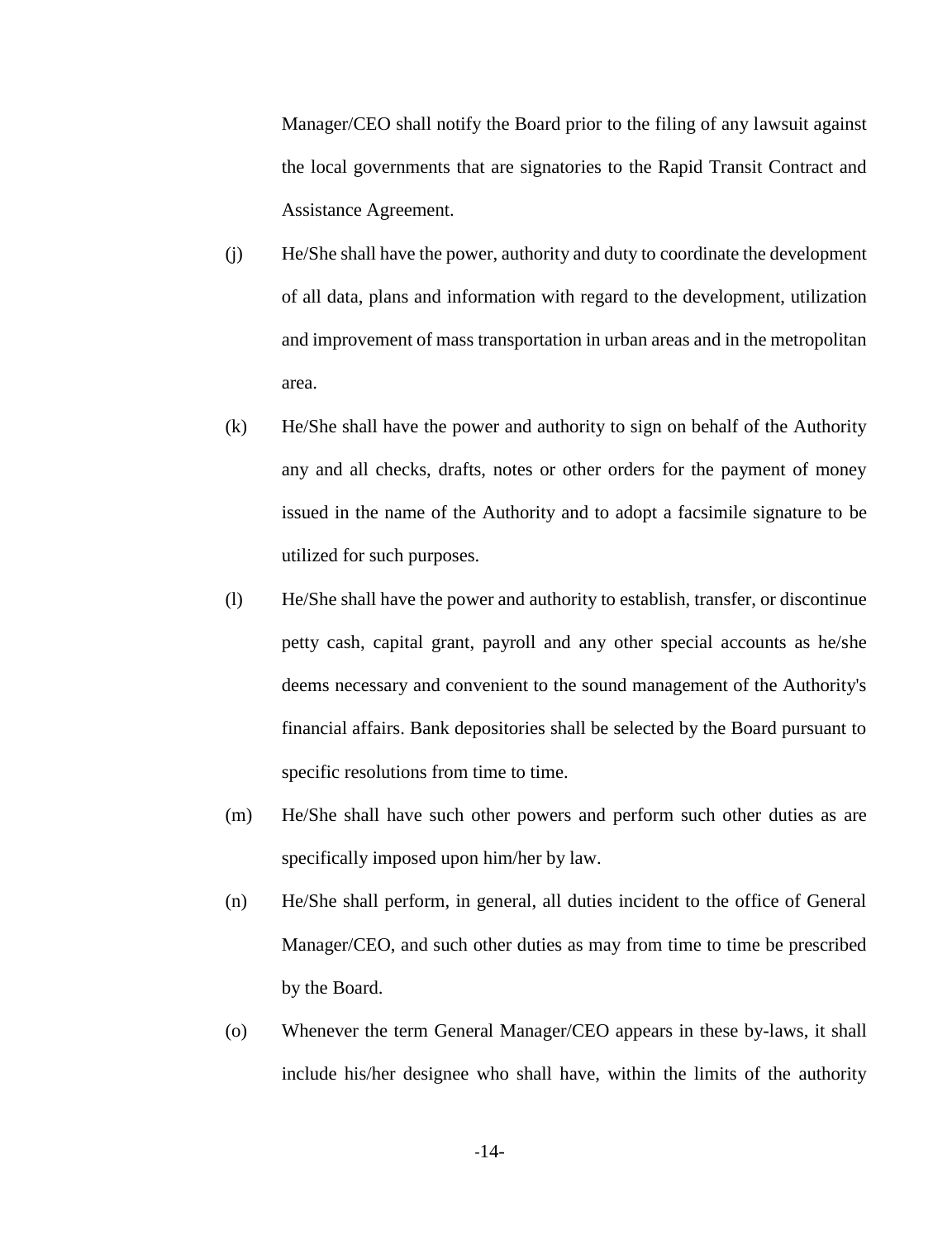Manager/CEO shall notify the Board prior to the filing of any lawsuit against the local governments that are signatories to the Rapid Transit Contract and Assistance Agreement.

(j) He/She shall have the power, authority and duty to coordinate the development of all data, plans and information with regard to the development, utilization and improvement of mass transportation in urban areas and in the metropolitan area.

(k) He/She shall have the power and authority to sign on behalf of the Authority any and all checks, drafts, notes or other orders for the payment of money issued in the name of the Authority and to adopt a facsimile signature to be utilized for such purposes.

(l) He/She shall have the power and authority to establish, transfer, or discontinue petty cash, capital grant, payroll and any other special accounts as he/she deems necessary and convenient to the sound management of the Authority's financial affairs. Bank depositories shall be selected by the Board pursuant to specific resolutions from time to time.

(m) He/She shall have such other powers and perform such other duties as are specifically imposed upon him/her by law.

(n) He/She shall perform, in general, all duties incident to the office of General Manager/CEO, and such other duties as may from time to time be prescribed by the Board.

(o) Whenever the term General Manager/CEO appears in these by-laws, it shall include his/her designee who shall have, within the limits of the authority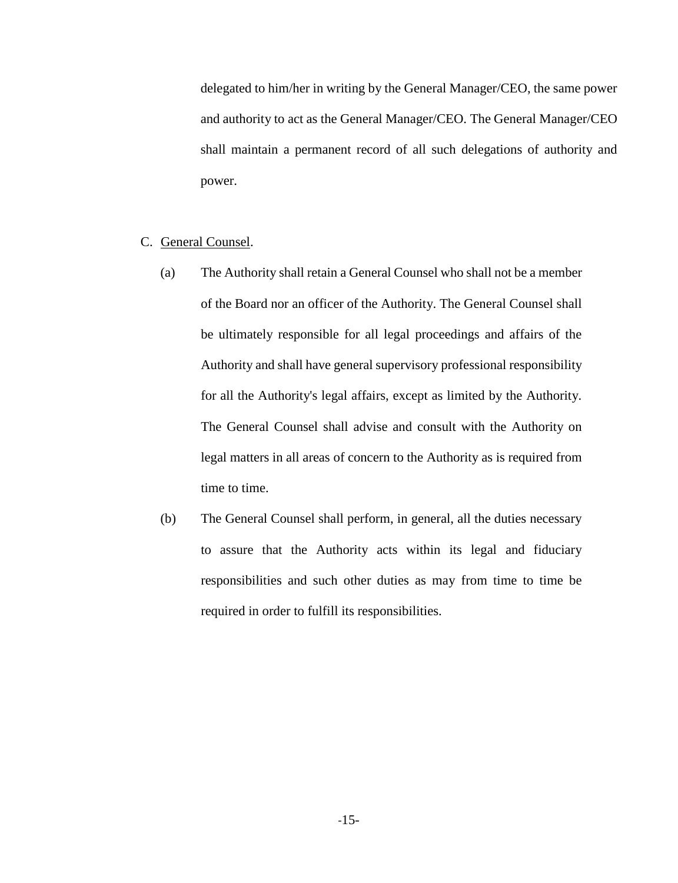delegated to him/her in writing by the General Manager/CEO, the same power and authority to act as the General Manager/CEO. The General Manager/CEO shall maintain a permanent record of all such delegations of authority and power.

C. General Counsel.

(a) The Authority shall retain a General Counsel who shall not be a member of the Board nor an officer of the Authority. The General Counsel shall be ultimately responsible for all legal proceedings and affairs of the Authority and shall have general supervisory professional responsibility for all the Authority's legal affairs, except as limited by the Authority. The General Counsel shall advise and consult with the Authority on legal matters in all areas of concern to the Authority as is required from time to time.

(b) The General Counsel shall perform, in general, all the duties necessary to assure that the Authority acts within its legal and fiduciary responsibilities and such other duties as may from time to time be required in order to fulfill its responsibilities.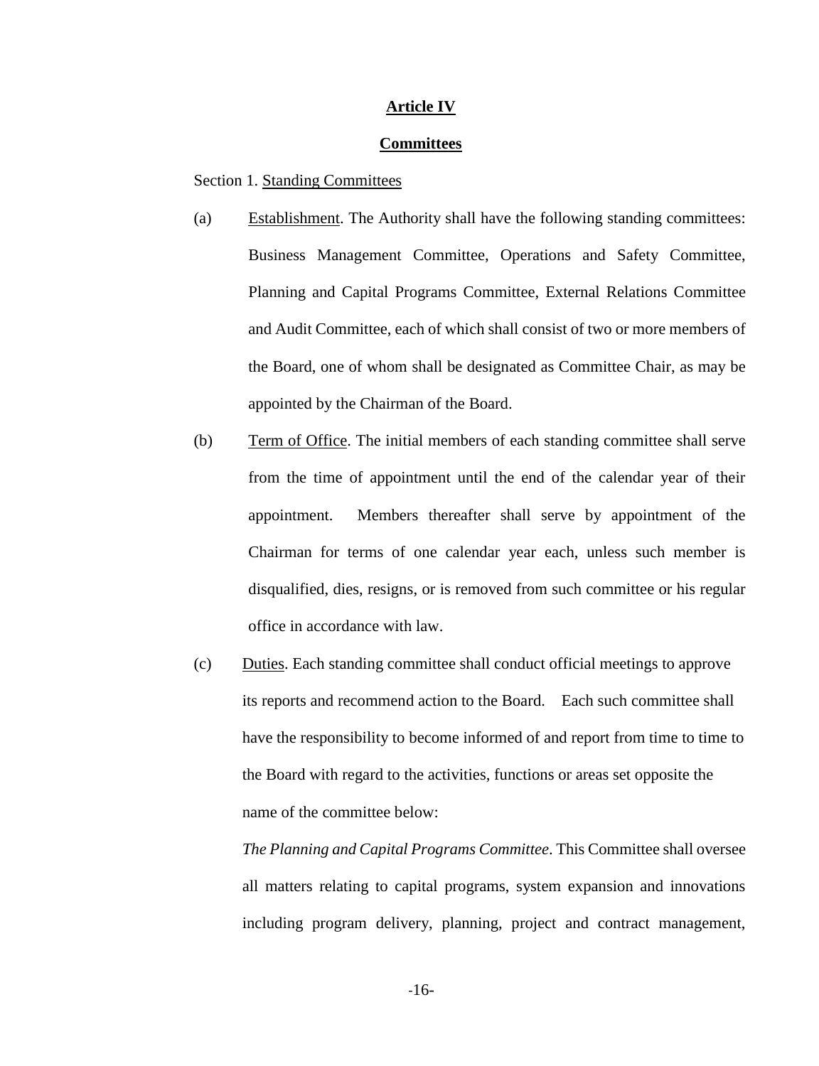## **Article IV**

## **Committees**

Section 1. Standing Committees

(a) Establishment. The Authority shall have the following standing committees: Business Management Committee, Operations and Safety Committee, Planning and Capital Programs Committee, External Relations Committee and Audit Committee, each of which shall consist of two or more members of the Board, one of whom shall be designated as Committee Chair, as may be appointed by the Chairman of the Board.

(b) Term of Office. The initial members of each standing committee shall serve from the time of appointment until the end of the calendar year of their appointment. Members thereafter shall serve by appointment of the Chairman for terms of one calendar year each, unless such member is disqualified, dies, resigns, or is removed from such committee or his regular office in accordance with law.

(c) Duties. Each standing committee shall conduct official meetings to approve its reports and recommend action to the Board. Each such committee shall have the responsibility to become informed of and report from time to time to the Board with regard to the activities, functions or areas set opposite the name of the committee below:

*The Planning and Capital Programs Committee*. This Committee shall oversee all matters relating to capital programs, system expansion and innovations including program delivery, planning, project and contract management,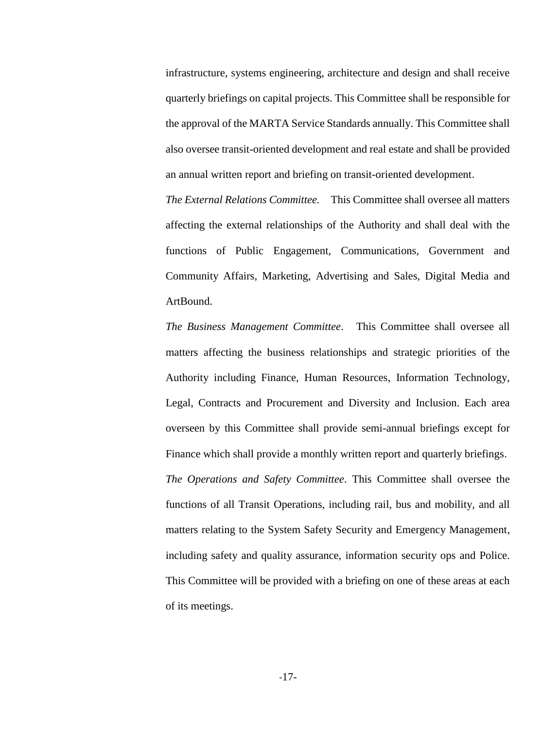infrastructure, systems engineering, architecture and design and shall receive quarterly briefings on capital projects. This Committee shall be responsible for the approval of the MARTA Service Standards annually. This Committee shall also oversee transit-oriented development and real estate and shall be provided an annual written report and briefing on transit-oriented development.

*The External Relations Committee.* This Committee shall oversee all matters affecting the external relationships of the Authority and shall deal with the functions of Public Engagement, Communications, Government and Community Affairs, Marketing, Advertising and Sales, Digital Media and ArtBound.

*The Business Management Committee*. This Committee shall oversee all matters affecting the business relationships and strategic priorities of the Authority including Finance, Human Resources, Information Technology, Legal, Contracts and Procurement and Diversity and Inclusion. Each area overseen by this Committee shall provide semi-annual briefings except for Finance which shall provide a monthly written report and quarterly briefings.

*The Operations and Safety Committee*. This Committee shall oversee the functions of all Transit Operations, including rail, bus and mobility, and all matters relating to the System Safety Security and Emergency Management, including safety and quality assurance, information security ops and Police. This Committee will be provided with a briefing on one of these areas at each of its meetings.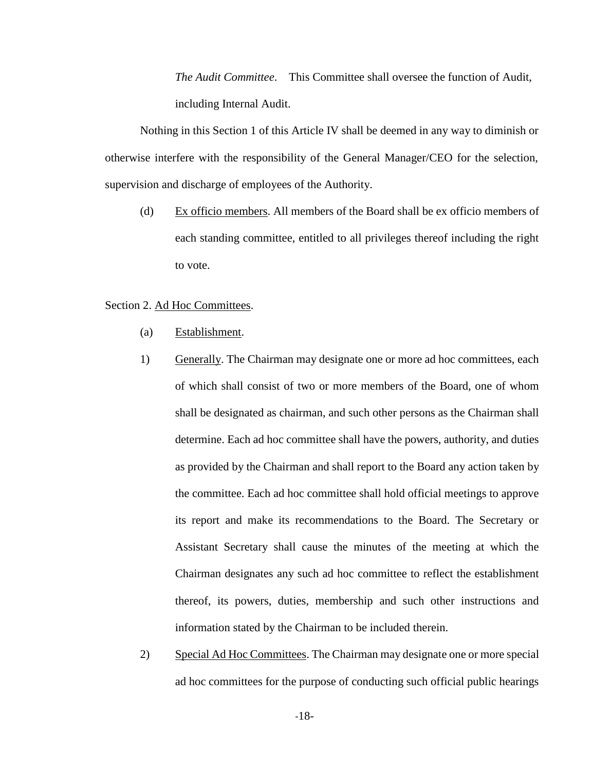*The Audit Committee*. This Committee shall oversee the function of Audit, including Internal Audit.

Nothing in this Section 1 of this Article IV shall be deemed in any way to diminish or otherwise interfere with the responsibility of the General Manager/CEO for the selection, supervision and discharge of employees of the Authority.

(d) Ex officio members. All members of the Board shall be ex officio members of each standing committee, entitled to all privileges thereof including the right to vote.

Section 2. Ad Hoc Committees.

(a) Establishment.

1) Generally. The Chairman may designate one or more ad hoc committees, each of which shall consist of two or more members of the Board, one of whom shall be designated as chairman, and such other persons as the Chairman shall determine. Each ad hoc committee shall have the powers, authority, and duties as provided by the Chairman and shall report to the Board any action taken by the committee. Each ad hoc committee shall hold official meetings to approve its report and make its recommendations to the Board. The Secretary or Assistant Secretary shall cause the minutes of the meeting at which the Chairman designates any such ad hoc committee to reflect the establishment thereof, its powers, duties, membership and such other instructions and information stated by the Chairman to be included therein.

2) Special Ad Hoc Committees. The Chairman may designate one or more special ad hoc committees for the purpose of conducting such official public hearings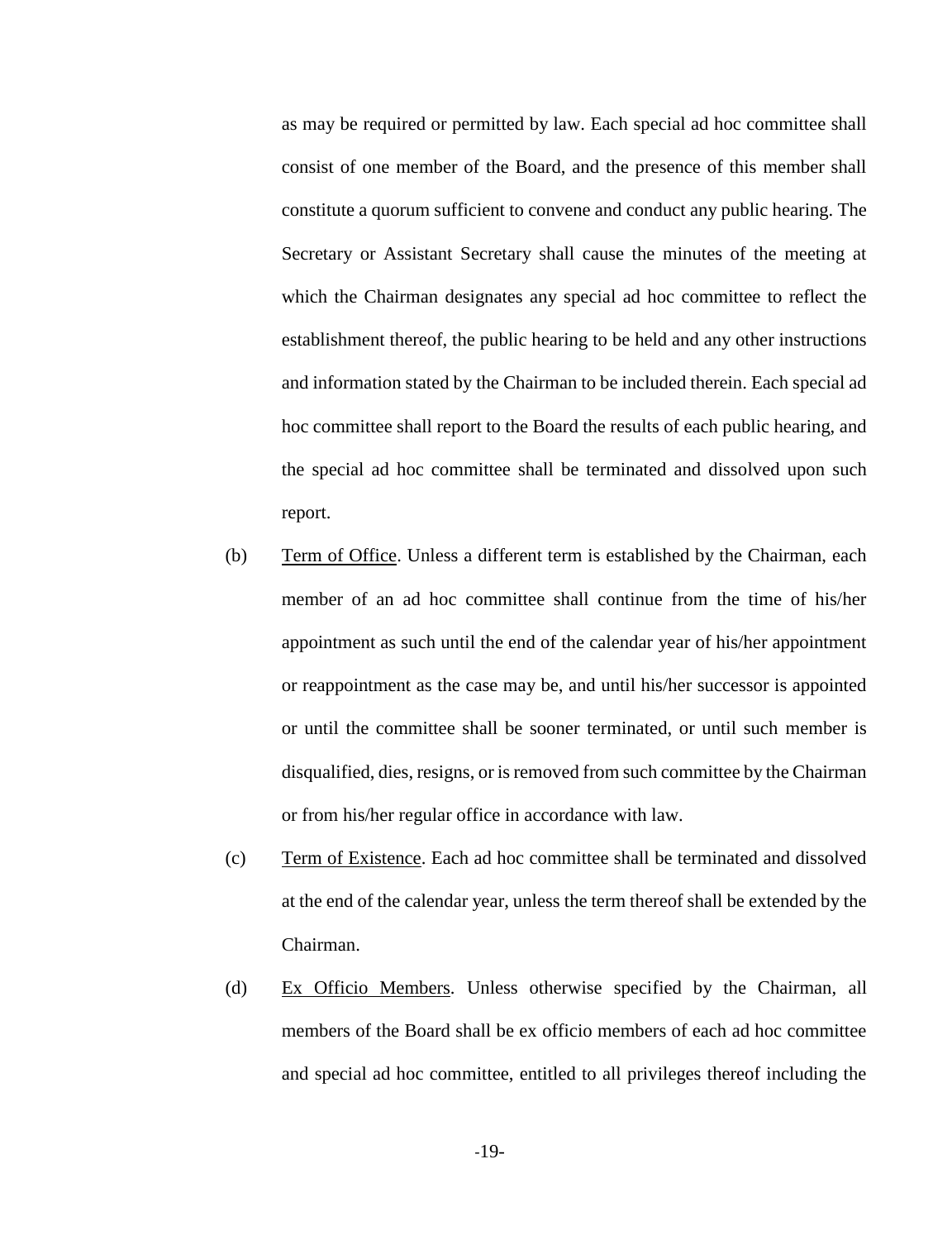as may be required or permitted by law. Each special ad hoc committee shall consist of one member of the Board, and the presence of this member shall constitute a quorum sufficient to convene and conduct any public hearing. The Secretary or Assistant Secretary shall cause the minutes of the meeting at which the Chairman designates any special ad hoc committee to reflect the establishment thereof, the public hearing to be held and any other instructions and information stated by the Chairman to be included therein. Each special ad hoc committee shall report to the Board the results of each public hearing, and the special ad hoc committee shall be terminated and dissolved upon such report.

(b) Term of Office. Unless a different term is established by the Chairman, each member of an ad hoc committee shall continue from the time of his/her appointment as such until the end of the calendar year of his/her appointment or reappointment as the case may be, and until his/her successor is appointed or until the committee shall be sooner terminated, or until such member is disqualified, dies, resigns, or is removed from such committee by the Chairman or from his/her regular office in accordance with law.

(c) Term of Existence. Each ad hoc committee shall be terminated and dissolved at the end of the calendar year, unless the term thereof shall be extended by the Chairman.

(d) Ex Officio Members. Unless otherwise specified by the Chairman, all members of the Board shall be ex officio members of each ad hoc committee and special ad hoc committee, entitled to all privileges thereof including the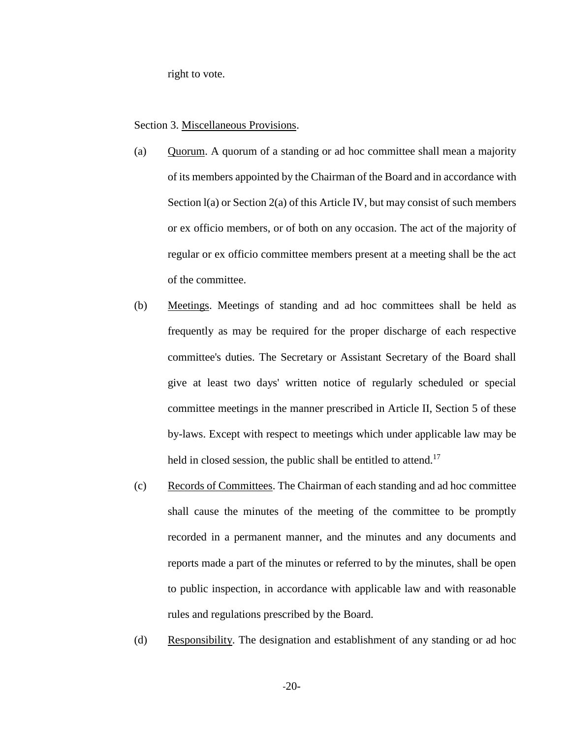right to vote.

Section 3. Miscellaneous Provisions.

(a) Quorum. A quorum of a standing or ad hoc committee shall mean a majority of its members appointed by the Chairman of the Board and in accordance with Section l(a) or Section 2(a) of this Article IV, but may consist of such members or ex officio members, or of both on any occasion. The act of the majority of regular or ex officio committee members present at a meeting shall be the act of the committee.

(b) Meetings. Meetings of standing and ad hoc committees shall be held as frequently as may be required for the proper discharge of each respective committee's duties. The Secretary or Assistant Secretary of the Board shall give at least two days' written notice of regularly scheduled or special committee meetings in the manner prescribed in Article II, Section 5 of these by-laws. Except with respect to meetings which under applicable law may be held in closed session, the public shall be entitled to attend.[17]

(c) Records of Committees. The Chairman of each standing and ad hoc committee shall cause the minutes of the meeting of the committee to be promptly recorded in a permanent manner, and the minutes and any documents and reports made a part of the minutes or referred to by the minutes, shall be open to public inspection, in accordance with applicable law and with reasonable rules and regulations prescribed by the Board.

(d) Responsibility. The designation and establishment of any standing or ad hoc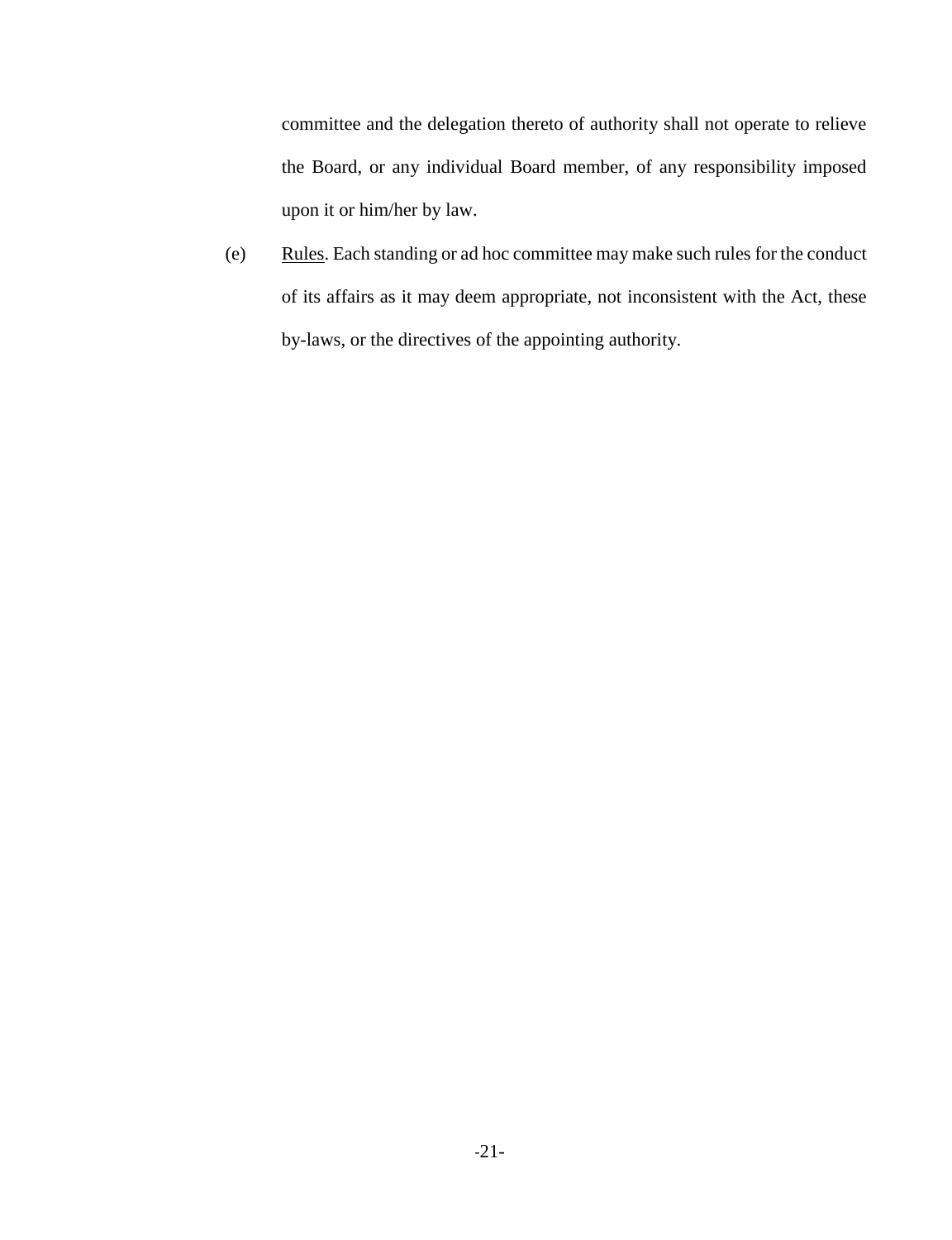committee and the delegation thereto of authority shall not operate to relieve the Board, or any individual Board member, of any responsibility imposed upon it or him/her by law.

(e) Rules. Each standing or ad hoc committee may make such rules for the conduct of its affairs as it may deem appropriate, not inconsistent with the Act, these by-laws, or the directives of the appointing authority.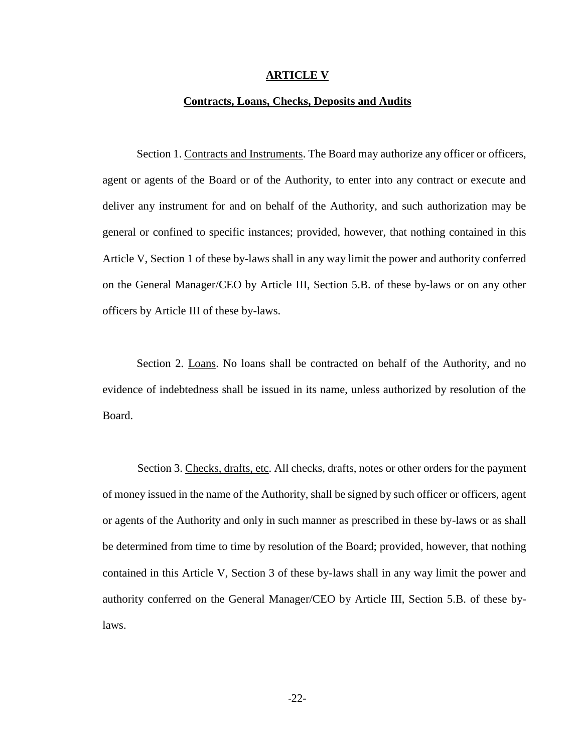## ARTICLE V

## Contracts, Loans, Checks, Deposits and Audits

Section 1. Contracts and Instruments. The Board may authorize any officer or officers, agent or agents of the Board or of the Authority, to enter into any contract or execute and deliver any instrument for and on behalf of the Authority, and such authorization may be general or confined to specific instances; provided, however, that nothing contained in this Article V, Section 1 of these by-laws shall in any way limit the power and authority conferred on the General Manager/CEO by Article III, Section 5.B. of these by-laws or on any other officers by Article III of these by-laws.

Section 2. Loans. No loans shall be contracted on behalf of the Authority, and no evidence of indebtedness shall be issued in its name, unless authorized by resolution of the Board.

Section 3. Checks, drafts, etc. All checks, drafts, notes or other orders for the payment of money issued in the name of the Authority, shall be signed by such officer or officers, agent or agents of the Authority and only in such manner as prescribed in these by-laws or as shall be determined from time to time by resolution of the Board; provided, however, that nothing contained in this Article V, Section 3 of these by-laws shall in any way limit the power and authority conferred on the General Manager/CEO by Article III, Section 5.B. of these by-laws.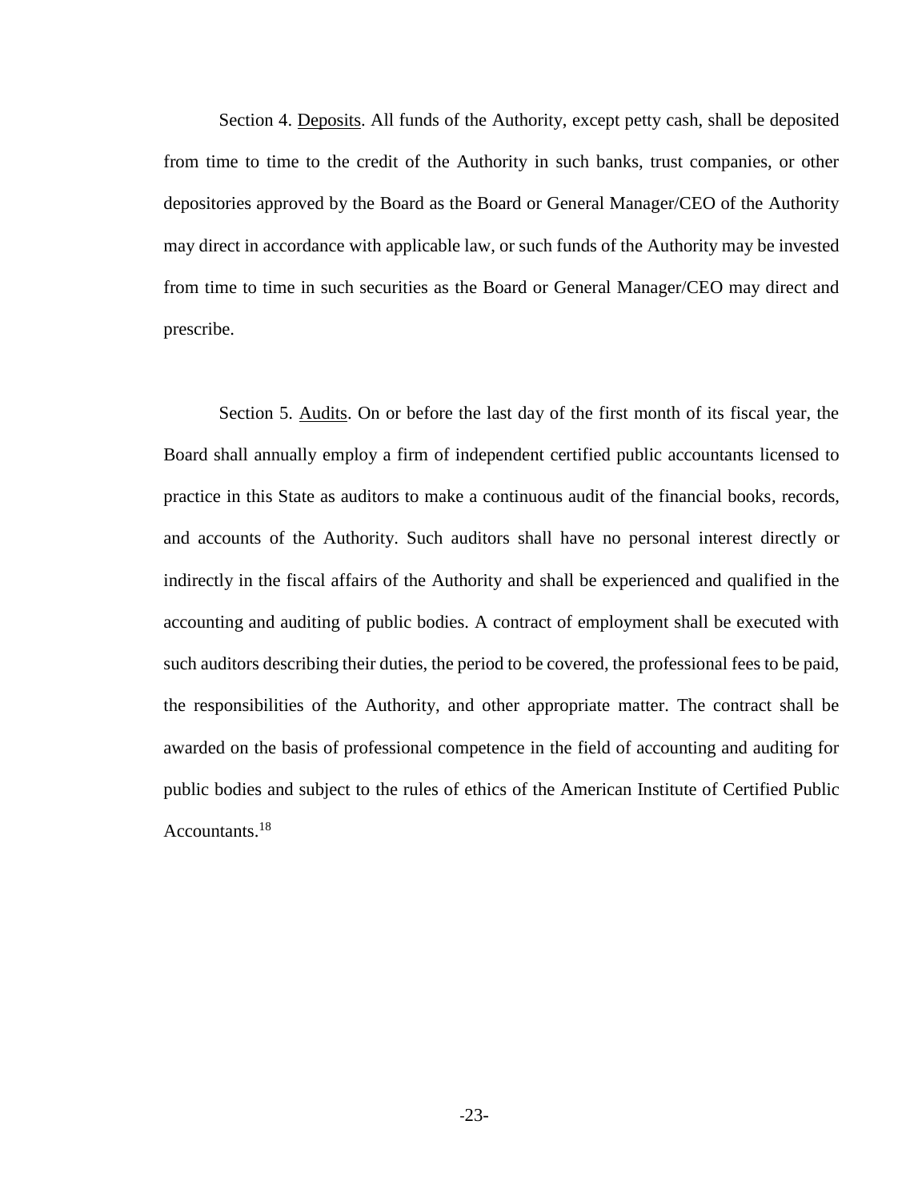Section 4. <u>Deposits</u>. All funds of the Authority, except petty cash, shall be deposited from time to time to the credit of the Authority in such banks, trust companies, or other depositories approved by the Board as the Board or General Manager/CEO of the Authority may direct in accordance with applicable law, or such funds of the Authority may be invested from time to time in such securities as the Board or General Manager/CEO may direct and prescribe.

Section 5. <u>Audits</u>. On or before the last day of the first month of its fiscal year, the Board shall annually employ a firm of independent certified public accountants licensed to practice in this State as auditors to make a continuous audit of the financial books, records, and accounts of the Authority. Such auditors shall have no personal interest directly or indirectly in the fiscal affairs of the Authority and shall be experienced and qualified in the accounting and auditing of public bodies. A contract of employment shall be executed with such auditors describing their duties, the period to be covered, the professional fees to be paid, the responsibilities of the Authority, and other appropriate matter. The contract shall be awarded on the basis of professional competence in the field of accounting and auditing for public bodies and subject to the rules of ethics of the American Institute of Certified Public Accountants.[18]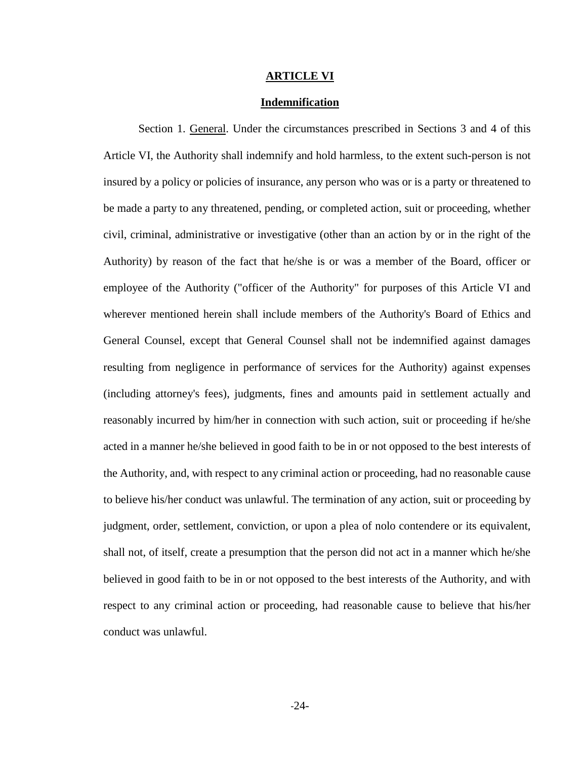## ARTICLE VI

### Indemnification

Section 1. General. Under the circumstances prescribed in Sections 3 and 4 of this Article VI, the Authority shall indemnify and hold harmless, to the extent such-person is not insured by a policy or policies of insurance, any person who was or is a party or threatened to be made a party to any threatened, pending, or completed action, suit or proceeding, whether civil, criminal, administrative or investigative (other than an action by or in the right of the Authority) by reason of the fact that he/she is or was a member of the Board, officer or employee of the Authority ("officer of the Authority" for purposes of this Article VI and wherever mentioned herein shall include members of the Authority's Board of Ethics and General Counsel, except that General Counsel shall not be indemnified against damages resulting from negligence in performance of services for the Authority) against expenses (including attorney's fees), judgments, fines and amounts paid in settlement actually and reasonably incurred by him/her in connection with such action, suit or proceeding if he/she acted in a manner he/she believed in good faith to be in or not opposed to the best interests of the Authority, and, with respect to any criminal action or proceeding, had no reasonable cause to believe his/her conduct was unlawful. The termination of any action, suit or proceeding by judgment, order, settlement, conviction, or upon a plea of nolo contendere or its equivalent, shall not, of itself, create a presumption that the person did not act in a manner which he/she believed in good faith to be in or not opposed to the best interests of the Authority, and with respect to any criminal action or proceeding, had reasonable cause to believe that his/her conduct was unlawful.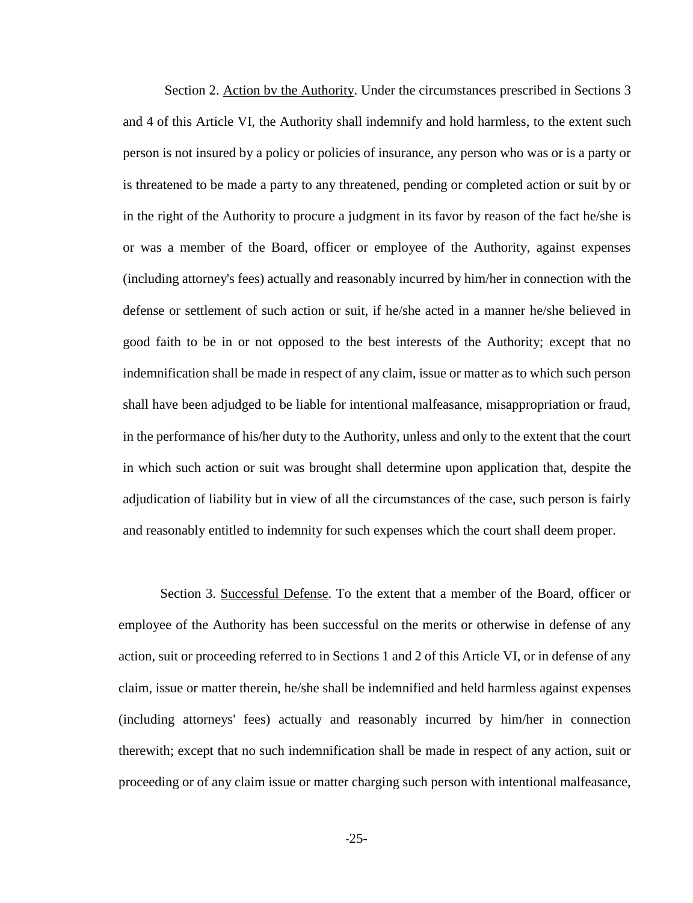Section 2. Action bv the Authority. Under the circumstances prescribed in Sections 3 and 4 of this Article VI, the Authority shall indemnify and hold harmless, to the extent such person is not insured by a policy or policies of insurance, any person who was or is a party or is threatened to be made a party to any threatened, pending or completed action or suit by or in the right of the Authority to procure a judgment in its favor by reason of the fact he/she is or was a member of the Board, officer or employee of the Authority, against expenses (including attorney's fees) actually and reasonably incurred by him/her in connection with the defense or settlement of such action or suit, if he/she acted in a manner he/she believed in good faith to be in or not opposed to the best interests of the Authority; except that no indemnification shall be made in respect of any claim, issue or matter as to which such person shall have been adjudged to be liable for intentional malfeasance, misappropriation or fraud, in the performance of his/her duty to the Authority, unless and only to the extent that the court in which such action or suit was brought shall determine upon application that, despite the adjudication of liability but in view of all the circumstances of the case, such person is fairly and reasonably entitled to indemnity for such expenses which the court shall deem proper.

Section 3. Successful Defense. To the extent that a member of the Board, officer or employee of the Authority has been successful on the merits or otherwise in defense of any action, suit or proceeding referred to in Sections 1 and 2 of this Article VI, or in defense of any claim, issue or matter therein, he/she shall be indemnified and held harmless against expenses (including attorneys' fees) actually and reasonably incurred by him/her in connection therewith; except that no such indemnification shall be made in respect of any action, suit or proceeding or of any claim issue or matter charging such person with intentional malfeasance,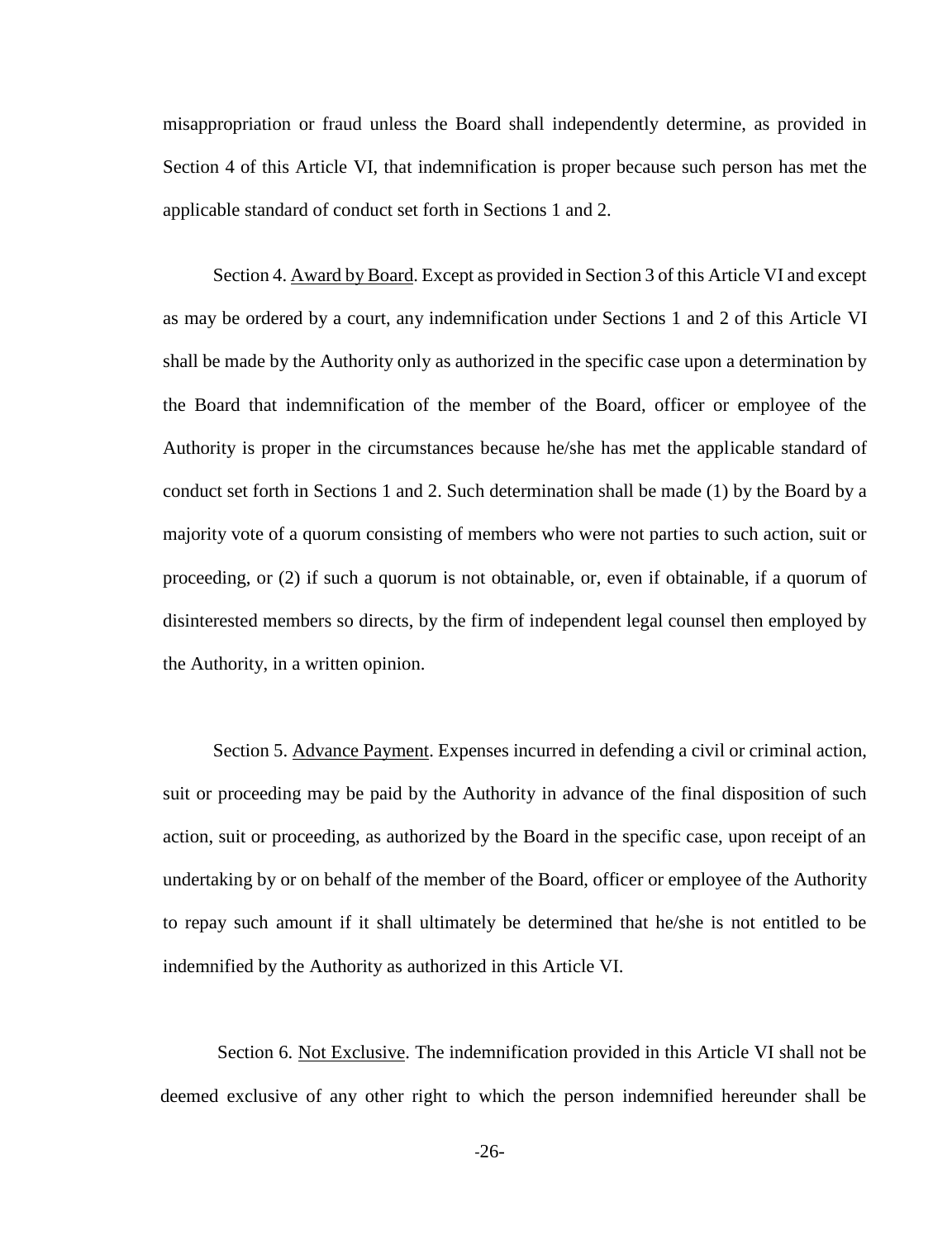misappropriation or fraud unless the Board shall independently determine, as provided in Section 4 of this Article VI, that indemnification is proper because such person has met the applicable standard of conduct set forth in Sections 1 and 2.

Section 4. Award by Board. Except as provided in Section 3 of this Article VI and except as may be ordered by a court, any indemnification under Sections 1 and 2 of this Article VI shall be made by the Authority only as authorized in the specific case upon a determination by the Board that indemnification of the member of the Board, officer or employee of the Authority is proper in the circumstances because he/she has met the applicable standard of conduct set forth in Sections 1 and 2. Such determination shall be made (1) by the Board by a majority vote of a quorum consisting of members who were not parties to such action, suit or proceeding, or (2) if such a quorum is not obtainable, or, even if obtainable, if a quorum of disinterested members so directs, by the firm of independent legal counsel then employed by the Authority, in a written opinion.

Section 5. Advance Payment. Expenses incurred in defending a civil or criminal action, suit or proceeding may be paid by the Authority in advance of the final disposition of such action, suit or proceeding, as authorized by the Board in the specific case, upon receipt of an undertaking by or on behalf of the member of the Board, officer or employee of the Authority to repay such amount if it shall ultimately be determined that he/she is not entitled to be indemnified by the Authority as authorized in this Article VI.

Section 6. Not Exclusive. The indemnification provided in this Article VI shall not be deemed exclusive of any other right to which the person indemnified hereunder shall be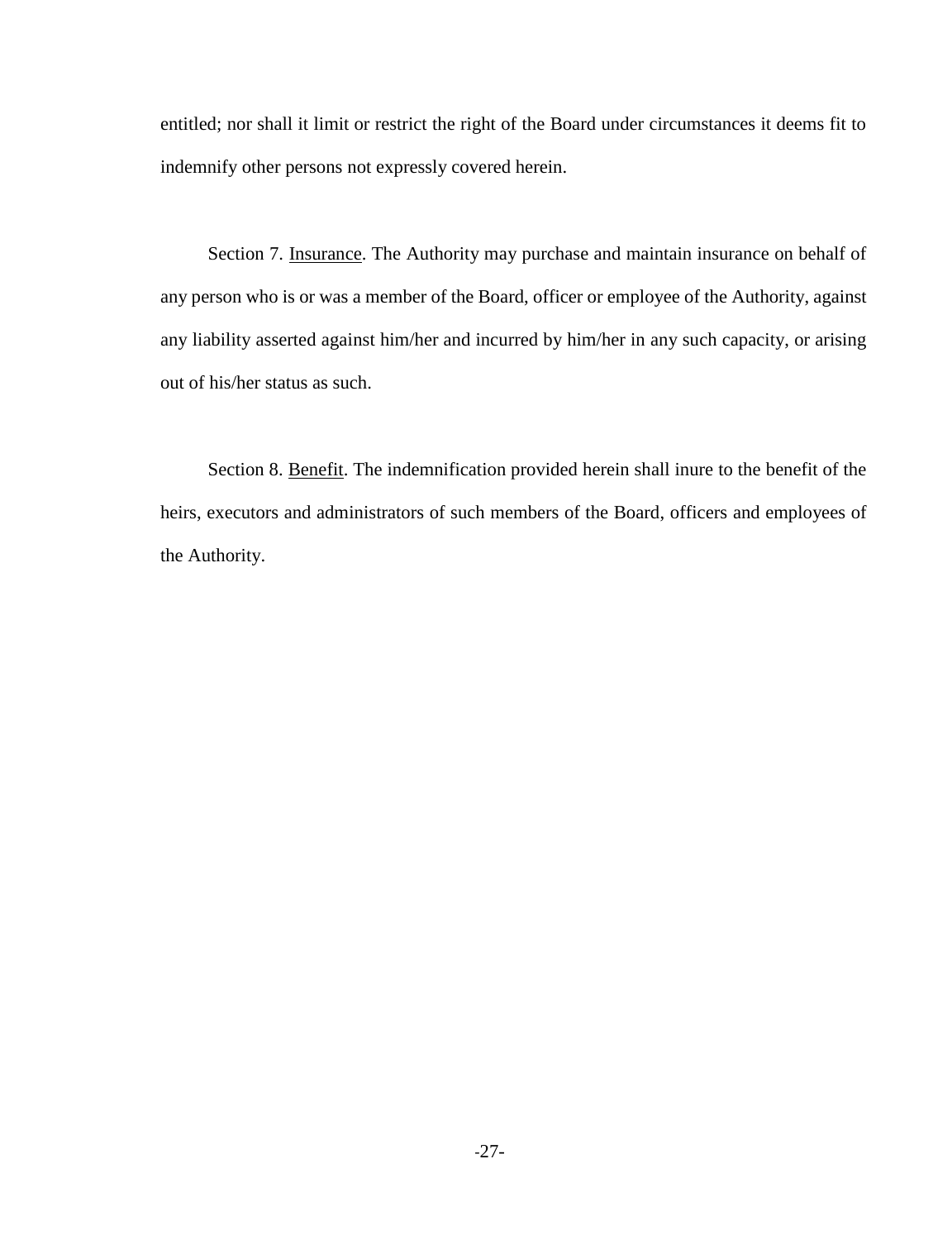entitled; nor shall it limit or restrict the right of the Board under circumstances it deems fit to indemnify other persons not expressly covered herein.

Section 7. Insurance. The Authority may purchase and maintain insurance on behalf of any person who is or was a member of the Board, officer or employee of the Authority, against any liability asserted against him/her and incurred by him/her in any such capacity, or arising out of his/her status as such.

Section 8. Benefit. The indemnification provided herein shall inure to the benefit of the heirs, executors and administrators of such members of the Board, officers and employees of the Authority.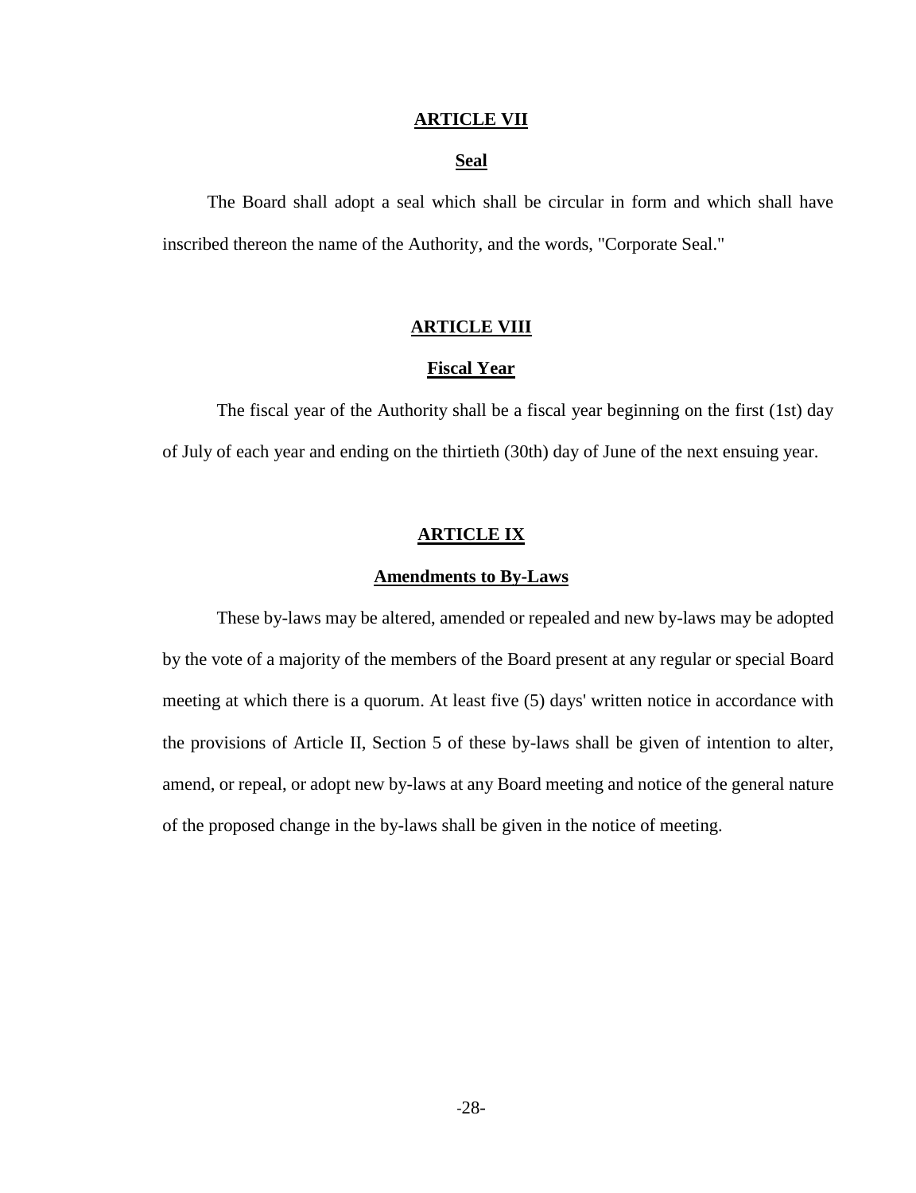## ARTICLE VII

### Seal

The Board shall adopt a seal which shall be circular in form and which shall have inscribed thereon the name of the Authority, and the words, "Corporate Seal."

## ARTICLE VIII

### Fiscal Year

The fiscal year of the Authority shall be a fiscal year beginning on the first (1st) day of July of each year and ending on the thirtieth (30th) day of June of the next ensuing year.

## ARTICLE IX

### Amendments to By-Laws

These by-laws may be altered, amended or repealed and new by-laws may be adopted by the vote of a majority of the members of the Board present at any regular or special Board meeting at which there is a quorum. At least five (5) days' written notice in accordance with the provisions of Article II, Section 5 of these by-laws shall be given of intention to alter, amend, or repeal, or adopt new by-laws at any Board meeting and notice of the general nature of the proposed change in the by-laws shall be given in the notice of meeting.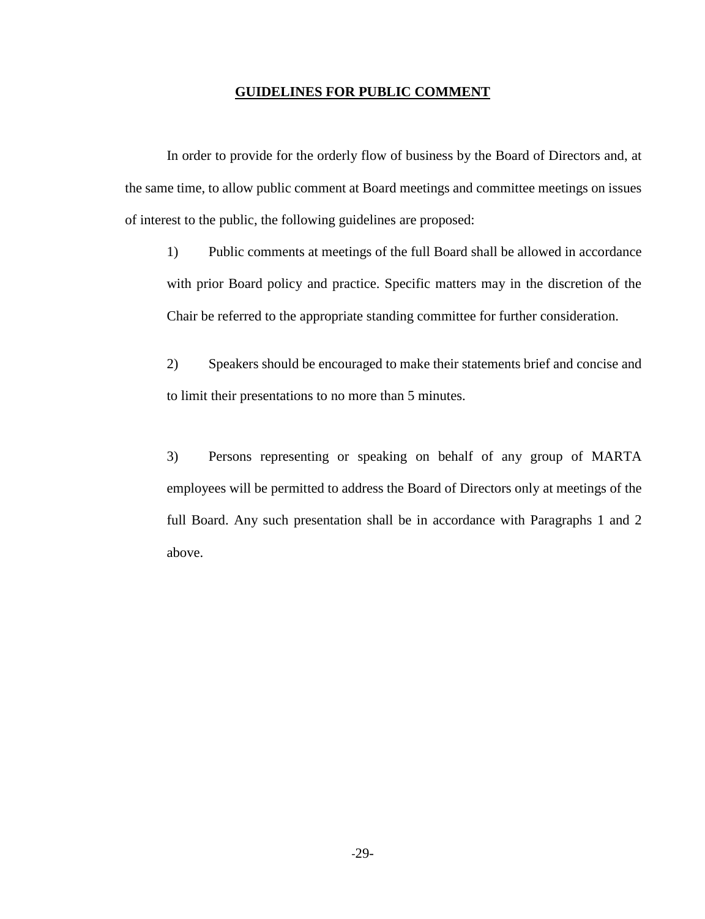# GUIDELINES FOR PUBLIC COMMENT

In order to provide for the orderly flow of business by the Board of Directors and, at the same time, to allow public comment at Board meetings and committee meetings on issues of interest to the public, the following guidelines are proposed:

1) Public comments at meetings of the full Board shall be allowed in accordance with prior Board policy and practice. Specific matters may in the discretion of the Chair be referred to the appropriate standing committee for further consideration.

2) Speakers should be encouraged to make their statements brief and concise and to limit their presentations to no more than 5 minutes.

3) Persons representing or speaking on behalf of any group of MARTA employees will be permitted to address the Board of Directors only at meetings of the full Board. Any such presentation shall be in accordance with Paragraphs 1 and 2 above.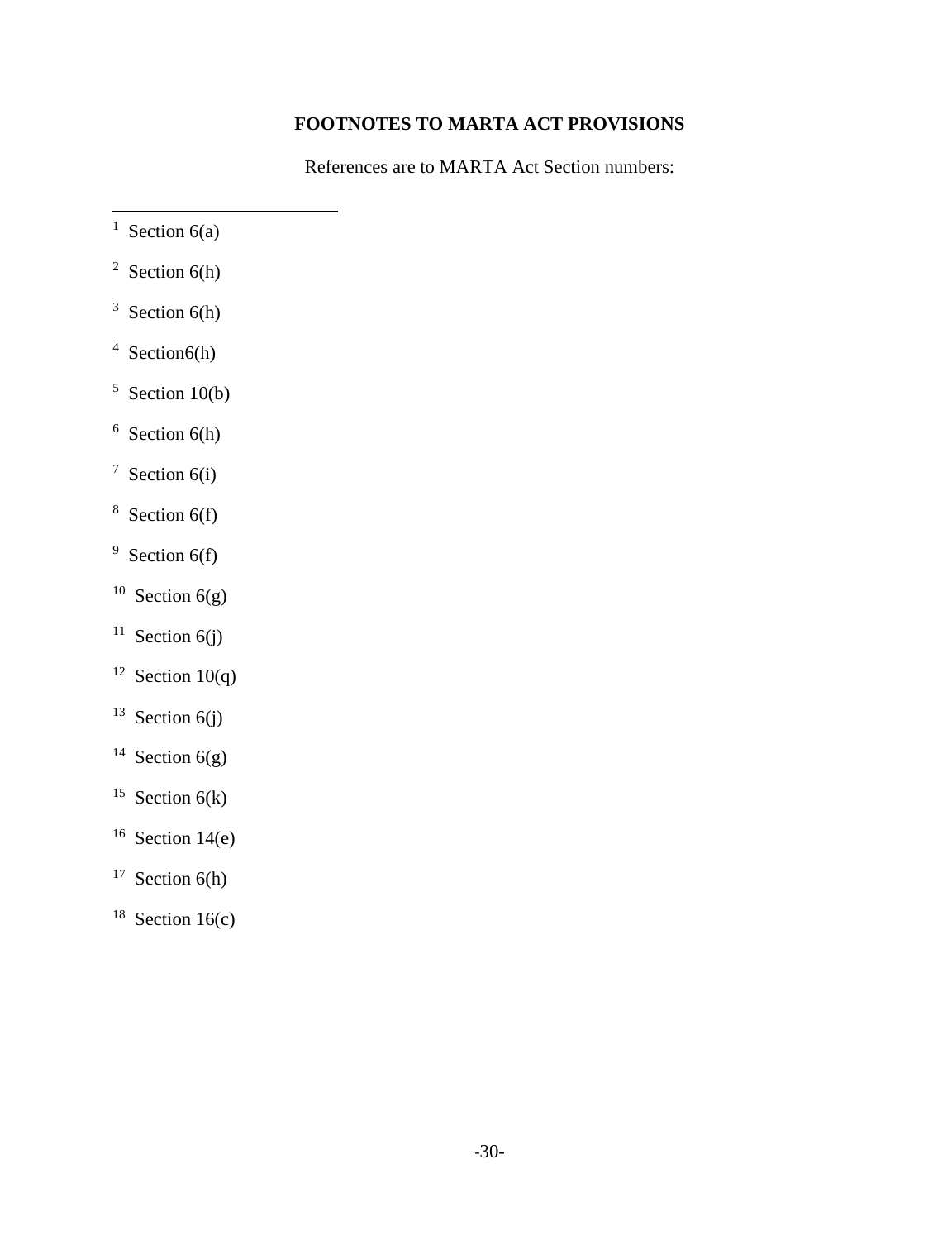**FOOTNOTES TO MARTA ACT PROVISIONS**

References are to MARTA Act Section numbers:

---

[1] Section 6(a)

[2] Section 6(h)

[3] Section 6(h)

[4] Section6(h)

[5] Section 10(b)

[6] Section 6(h)

[7] Section 6(i)

[8] Section 6(f)

[9] Section 6(f)

[10] Section 6(g)

[11] Section 6(j)

[12] Section 10(q)

[13] Section 6(j)

[14] Section 6(g)

[15] Section 6(k)

[16] Section 14(e)

[17] Section 6(h)

[18] Section 16(c)